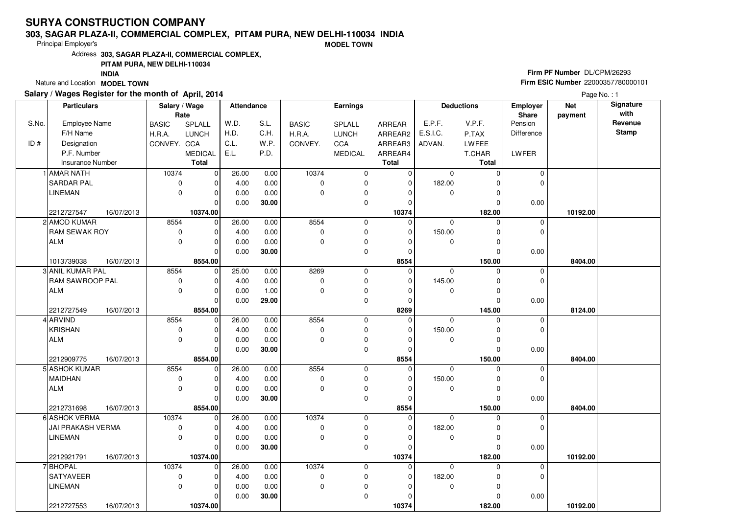# SURYA CONSTRUCTION COMPANY

**303, SAGAR PLAZA-II, COMMERCIAL COMPLEX, PITAM PURA, NEW DELHI-110034 INDIA**

Principal Employer's **MODEL TOWN**

Address **303, SAGAR PLAZA-II, COMMERCIAL COMPLEX, PITAM PURA, NEW DELHI-110034 INDIA**

Nature and Location **MODEL TOWN**

**Firm PF Number** DL/CPM/26293
**Firm ESIC Number** 22000357780000101

**Salary / Wages Register for the month of April, 2014**

Page No. : 1

| S.No. / ID # | Particulars: Employee Name / F/H Name / Designation / P.F. Number / Insurance Number | Salary / Wage Rate: BASIC / H.R.A. / CONVEY. | Salary / Wage Rate: SPLALL / LUNCH / CCA / MEDICAL / Total | Attendance: W.D. / H.D. / C.L. / E.L. | Attendance: S.L. / C.H. / W.P. / P.D. | Earnings: BASIC / H.R.A. / CONVEY. | Earnings: SPLALL / LUNCH / CCA / MEDICAL | Earnings: ARREAR / ARREAR2 / ARREAR3 / ARREAR4 / Total | Deductions: E.P.F. / E.S.I.C. / ADVAN. | Deductions: V.P.F. / P.TAX / LWFEE / T.CHAR / Total | Employer Share: Pension / Difference / LWFER | Net payment | Signature with Revenue Stamp |
|---|---|---|---|---|---|---|---|---|---|---|---|---|---|
| 1 | AMAR NATH / SARDAR PAL / LINEMAN / 2212727547 16/07/2013 | 10374 / 0 / 0 | 0 / 0 / 0 / 0 / **10374.00** | 26.00 / 4.00 / 0.00 / 0.00 | 0.00 / 0.00 / 0.00 / **30.00** | 10374 / 0 / 0 | 0 / 0 / 0 / 0 | 0 / 0 / 0 / 0 / **10374** | 0 / 182.00 / 0 | 0 / 0 / 0 / 0 / **182.00** | 0 / 0 / 0.00 | **10192.00** | |
| 2 | AMOD KUMAR / RAM SEWAK ROY / ALM / 1013739038 16/07/2013 | 8554 / 0 / 0 | 0 / 0 / 0 / 0 / **8554.00** | 26.00 / 4.00 / 0.00 / 0.00 | 0.00 / 0.00 / 0.00 / **30.00** | 8554 / 0 / 0 | 0 / 0 / 0 / 0 | 0 / 0 / 0 / 0 / **8554** | 0 / 150.00 / 0 | 0 / 0 / 0 / 0 / **150.00** | 0 / 0 / 0.00 | **8404.00** | |
| 3 | ANIL KUMAR PAL / RAM SAWROOP PAL / ALM / 2212727549 16/07/2013 | 8554 / 0 / 0 | 0 / 0 / 0 / 0 / **8554.00** | 25.00 / 4.00 / 0.00 / 0.00 | 0.00 / 0.00 / 1.00 / **29.00** | 8269 / 0 / 0 | 0 / 0 / 0 / 0 | 0 / 0 / 0 / 0 / **8269** | 0 / 145.00 / 0 | 0 / 0 / 0 / 0 / **145.00** | 0 / 0 / 0.00 | **8124.00** | |
| 4 | ARVIND / KRISHAN / ALM / 2212909775 16/07/2013 | 8554 / 0 / 0 | 0 / 0 / 0 / 0 / **8554.00** | 26.00 / 4.00 / 0.00 / 0.00 | 0.00 / 0.00 / 0.00 / **30.00** | 8554 / 0 / 0 | 0 / 0 / 0 / 0 | 0 / 0 / 0 / 0 / **8554** | 0 / 150.00 / 0 | 0 / 0 / 0 / 0 / **150.00** | 0 / 0 / 0.00 | **8404.00** | |
| 5 | ASHOK KUMAR / MAIDHAN / ALM / 2212731698 16/07/2013 | 8554 / 0 / 0 | 0 / 0 / 0 / 0 / **8554.00** | 26.00 / 4.00 / 0.00 / 0.00 | 0.00 / 0.00 / 0.00 / **30.00** | 8554 / 0 / 0 | 0 / 0 / 0 / 0 | 0 / 0 / 0 / 0 / **8554** | 0 / 150.00 / 0 | 0 / 0 / 0 / 0 / **150.00** | 0 / 0 / 0.00 | **8404.00** | |
| 6 | ASHOK VERMA / JAI PRAKASH VERMA / LINEMAN / 2212921791 16/07/2013 | 10374 / 0 / 0 | 0 / 0 / 0 / 0 / **10374.00** | 26.00 / 4.00 / 0.00 / 0.00 | 0.00 / 0.00 / 0.00 / **30.00** | 10374 / 0 / 0 | 0 / 0 / 0 / 0 | 0 / 0 / 0 / 0 / **10374** | 0 / 182.00 / 0 | 0 / 0 / 0 / 0 / **182.00** | 0 / 0 / 0.00 | **10192.00** | |
| 7 | BHOPAL / SATYAVEER / LINEMAN / 2212727553 16/07/2013 | 10374 / 0 / 0 | 0 / 0 / 0 / 0 / **10374.00** | 26.00 / 4.00 / 0.00 / 0.00 | 0.00 / 0.00 / 0.00 / **30.00** | 10374 / 0 / 0 | 0 / 0 / 0 / 0 | 0 / 0 / 0 / 0 / **10374** | 0 / 182.00 / 0 | 0 / 0 / 0 / 0 / **182.00** | 0 / 0 / 0.00 | **10192.00** | |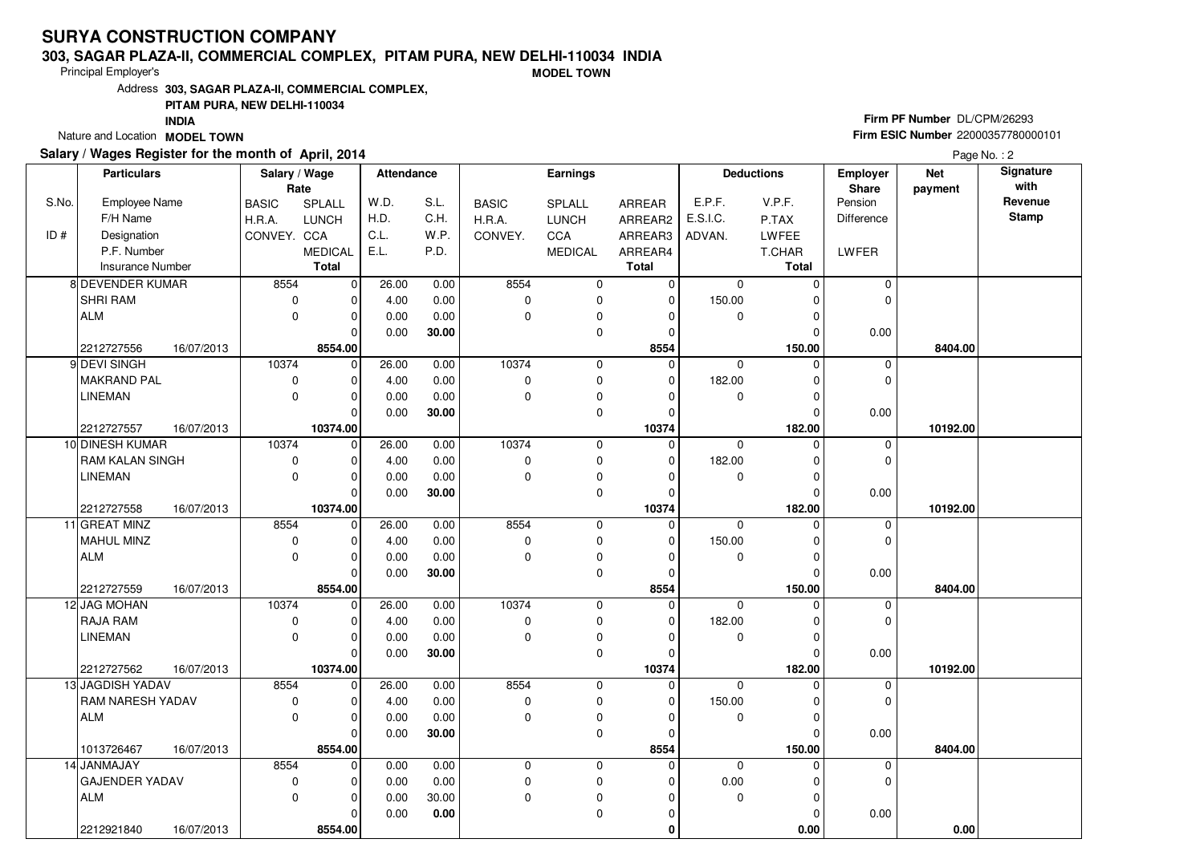# SURYA CONSTRUCTION COMPANY

**303, SAGAR PLAZA-II, COMMERCIAL COMPLEX, PITAM PURA, NEW DELHI-110034 INDIA**

**MODEL TOWN**

Principal Employer's

Address **303, SAGAR PLAZA-II, COMMERCIAL COMPLEX, PITAM PURA, NEW DELHI-110034 INDIA**

Nature and Location **MODEL TOWN**

**Firm PF Number** DL/CPM/26293

**Firm ESIC Number** 22000357780000101

**Salary / Wages Register for the month of April, 2014**

Page No. : 2

| S.No. / ID # | Employee Name / F/H Name / Designation / P.F. Number / Insurance Number | Salary / Wage Rate: BASIC / H.R.A. / CONVEY. | Salary / Wage Rate: SPLALL / LUNCH / CCA / MEDICAL / Total | Attendance: W.D. / H.D. / C.L. / E.L. | Attendance: S.L. / C.H. / W.P. / P.D. | Earnings: BASIC / H.R.A. / CONVEY. | Earnings: SPLALL / LUNCH / CCA / MEDICAL | Earnings: ARREAR / ARREAR2 / ARREAR3 / ARREAR4 / Total | Deductions: E.P.F. / E.S.I.C. / ADVAN. | Deductions: V.P.F. / P.TAX / LWFEE / T.CHAR / Total | Employer Share: Pension / Difference / LWFER | Net payment | Signature with Revenue Stamp |
|---|---|---|---|---|---|---|---|---|---|---|---|---|---|
| 8 | DEVENDER KUMAR / SHRI RAM / ALM / 2212727556 16/07/2013 | 8554 / 0 / 0 | 0 / 0 / 0 / 0 / **8554.00** | 26.00 / 4.00 / 0.00 / 0.00 | 0.00 / 0.00 / 0.00 / **30.00** | 8554 / 0 / 0 | 0 / 0 / 0 / 0 | 0 / 0 / 0 / 0 / **8554** | 0 / 150.00 / 0 | 0 / 0 / 0 / 0 / **150.00** | 0 / 0 / 0.00 | **8404.00** | |
| 9 | DEVI SINGH / MAKRAND PAL / LINEMAN / 2212727557 16/07/2013 | 10374 / 0 / 0 | 0 / 0 / 0 / 0 / **10374.00** | 26.00 / 4.00 / 0.00 / 0.00 | 0.00 / 0.00 / 0.00 / **30.00** | 10374 / 0 / 0 | 0 / 0 / 0 / 0 | 0 / 0 / 0 / 0 / **10374** | 0 / 182.00 / 0 | 0 / 0 / 0 / 0 / **182.00** | 0 / 0 / 0.00 | **10192.00** | |
| 10 | DINESH KUMAR / RAM KALAN SINGH / LINEMAN / 2212727558 16/07/2013 | 10374 / 0 / 0 | 0 / 0 / 0 / 0 / **10374.00** | 26.00 / 4.00 / 0.00 / 0.00 | 0.00 / 0.00 / 0.00 / **30.00** | 10374 / 0 / 0 | 0 / 0 / 0 / 0 | 0 / 0 / 0 / 0 / **10374** | 0 / 182.00 / 0 | 0 / 0 / 0 / 0 / **182.00** | 0 / 0 / 0.00 | **10192.00** | |
| 11 | GREAT MINZ / MAHUL MINZ / ALM / 2212727559 16/07/2013 | 8554 / 0 / 0 | 0 / 0 / 0 / 0 / **8554.00** | 26.00 / 4.00 / 0.00 / 0.00 | 0.00 / 0.00 / 0.00 / **30.00** | 8554 / 0 / 0 | 0 / 0 / 0 / 0 | 0 / 0 / 0 / 0 / **8554** | 0 / 150.00 / 0 | 0 / 0 / 0 / 0 / **150.00** | 0 / 0 / 0.00 | **8404.00** | |
| 12 | JAG MOHAN / RAJA RAM / LINEMAN / 2212727562 16/07/2013 | 10374 / 0 / 0 | 0 / 0 / 0 / 0 / **10374.00** | 26.00 / 4.00 / 0.00 / 0.00 | 0.00 / 0.00 / 0.00 / **30.00** | 10374 / 0 / 0 | 0 / 0 / 0 / 0 | 0 / 0 / 0 / 0 / **10374** | 0 / 182.00 / 0 | 0 / 0 / 0 / 0 / **182.00** | 0 / 0 / 0.00 | **10192.00** | |
| 13 | JAGDISH YADAV / RAM NARESH YADAV / ALM / 1013726467 16/07/2013 | 8554 / 0 / 0 | 0 / 0 / 0 / 0 / **8554.00** | 26.00 / 4.00 / 0.00 / 0.00 | 0.00 / 0.00 / 0.00 / **30.00** | 8554 / 0 / 0 | 0 / 0 / 0 / 0 | 0 / 0 / 0 / 0 / **8554** | 0 / 150.00 / 0 | 0 / 0 / 0 / 0 / **150.00** | 0 / 0 / 0.00 | **8404.00** | |
| 14 | JANMAJAY / GAJENDER YADAV / ALM / 2212921840 16/07/2013 | 8554 / 0 / 0 | 0 / 0 / 0 / 0 / **8554.00** | 0.00 / 0.00 / 0.00 / 0.00 | 0.00 / 0.00 / 30.00 / **0.00** | 0 / 0 / 0 | 0 / 0 / 0 / 0 | 0 / 0 / 0 / 0 / **0** | 0 / 0.00 / 0 | 0 / 0 / 0 / 0 / **0.00** | 0 / 0 / 0.00 | **0.00** | |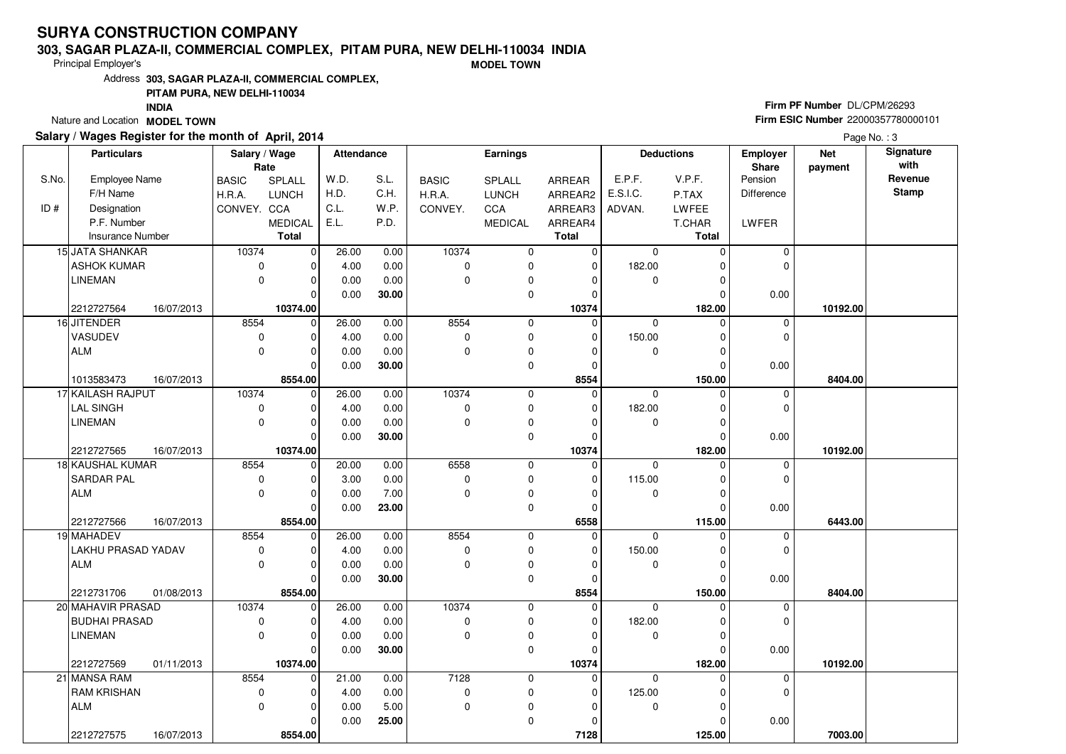# SURYA CONSTRUCTION COMPANY

**303, SAGAR PLAZA-II, COMMERCIAL COMPLEX, PITAM PURA, NEW DELHI-110034 INDIA**

Principal Employer's **MODEL TOWN**

Address **303, SAGAR PLAZA-II, COMMERCIAL COMPLEX, PITAM PURA, NEW DELHI-110034 INDIA**

Nature and Location **MODEL TOWN**

**Firm PF Number** DL/CPM/26293

**Firm ESIC Number** 22000357780000101

**Salary / Wages Register for the month of April, 2014**

| S.No. / ID # | Employee Name / F/H Name / Designation / P.F. Number / Insurance Number | Salary / Wage Rate: BASIC / H.R.A. / CONVEY. | SPLALL / LUNCH / CCA / MEDICAL / Total | Attendance: W.D. / H.D. / C.L. / E.L. | S.L. / C.H. / W.P. / P.D. | Earnings: BASIC / H.R.A. / CONVEY. | SPLALL / LUNCH / CCA / MEDICAL | ARREAR / ARREAR2 / ARREAR3 / ARREAR4 / Total | Deductions: E.P.F. / E.S.I.C. / ADVAN. | V.P.F. / P.TAX / LWFEE / T.CHAR / Total | Employer Share: Pension / Difference / LWFER | Net payment | Signature with Revenue Stamp |
|---|---|---|---|---|---|---|---|---|---|---|---|---|---|
| 15 | JATA SHANKAR | 10374 | 0 | 26.00 | 0.00 | 10374 | 0 | 0 | 0 | 0 | 0 | | |
| | ASHOK KUMAR | 0 | 0 | 4.00 | 0.00 | 0 | 0 | 0 | 182.00 | 0 | 0 | | |
| | LINEMAN | 0 | 0 | 0.00 | 0.00 | 0 | 0 | 0 | 0 | 0 | | | |
| | | | 0 | 0.00 | **30.00** | | 0 | 0 | | 0 | 0.00 | | |
| | 2212727564 16/07/2013 | | **10374.00** | | | | | **10374** | | **182.00** | | **10192.00** | |
| 16 | JITENDER | 8554 | 0 | 26.00 | 0.00 | 8554 | 0 | 0 | 0 | 0 | 0 | | |
| | VASUDEV | 0 | 0 | 4.00 | 0.00 | 0 | 0 | 0 | 150.00 | 0 | 0 | | |
| | ALM | 0 | 0 | 0.00 | 0.00 | 0 | 0 | 0 | 0 | 0 | | | |
| | | | 0 | 0.00 | **30.00** | | 0 | 0 | | 0 | 0.00 | | |
| | 1013583473 16/07/2013 | | **8554.00** | | | | | **8554** | | **150.00** | | **8404.00** | |
| 17 | KAILASH RAJPUT | 10374 | 0 | 26.00 | 0.00 | 10374 | 0 | 0 | 0 | 0 | 0 | | |
| | LAL SINGH | 0 | 0 | 4.00 | 0.00 | 0 | 0 | 0 | 182.00 | 0 | 0 | | |
| | LINEMAN | 0 | 0 | 0.00 | 0.00 | 0 | 0 | 0 | 0 | 0 | | | |
| | | | 0 | 0.00 | **30.00** | | 0 | 0 | | 0 | 0.00 | | |
| | 2212727565 16/07/2013 | | **10374.00** | | | | | **10374** | | **182.00** | | **10192.00** | |
| 18 | KAUSHAL KUMAR | 8554 | 0 | 20.00 | 0.00 | 6558 | 0 | 0 | 0 | 0 | 0 | | |
| | SARDAR PAL | 0 | 0 | 3.00 | 0.00 | 0 | 0 | 0 | 115.00 | 0 | 0 | | |
| | ALM | 0 | 0 | 0.00 | 7.00 | 0 | 0 | 0 | 0 | 0 | | | |
| | | | 0 | 0.00 | **23.00** | | 0 | 0 | | 0 | 0.00 | | |
| | 2212727566 16/07/2013 | | **8554.00** | | | | | **6558** | | **115.00** | | **6443.00** | |
| 19 | MAHADEV | 8554 | 0 | 26.00 | 0.00 | 8554 | 0 | 0 | 0 | 0 | 0 | | |
| | LAKHU PRASAD YADAV | 0 | 0 | 4.00 | 0.00 | 0 | 0 | 0 | 150.00 | 0 | 0 | | |
| | ALM | 0 | 0 | 0.00 | 0.00 | 0 | 0 | 0 | 0 | 0 | | | |
| | | | 0 | 0.00 | **30.00** | | 0 | 0 | | 0 | 0.00 | | |
| | 2212731706 01/08/2013 | | **8554.00** | | | | | **8554** | | **150.00** | | **8404.00** | |
| 20 | MAHAVIR PRASAD | 10374 | 0 | 26.00 | 0.00 | 10374 | 0 | 0 | 0 | 0 | 0 | | |
| | BUDHAI PRASAD | 0 | 0 | 4.00 | 0.00 | 0 | 0 | 0 | 182.00 | 0 | 0 | | |
| | LINEMAN | 0 | 0 | 0.00 | 0.00 | 0 | 0 | 0 | 0 | 0 | | | |
| | | | 0 | 0.00 | **30.00** | | 0 | 0 | | 0 | 0.00 | | |
| | 2212727569 01/11/2013 | | **10374.00** | | | | | **10374** | | **182.00** | | **10192.00** | |
| 21 | MANSA RAM | 8554 | 0 | 21.00 | 0.00 | 7128 | 0 | 0 | 0 | 0 | 0 | | |
| | RAM KRISHAN | 0 | 0 | 4.00 | 0.00 | 0 | 0 | 0 | 125.00 | 0 | 0 | | |
| | ALM | 0 | 0 | 0.00 | 5.00 | 0 | 0 | 0 | 0 | 0 | | | |
| | | | 0 | 0.00 | **25.00** | | 0 | 0 | | 0 | 0.00 | | |
| | 2212727575 16/07/2013 | | **8554.00** | | | | | **7128** | | **125.00** | | **7003.00** | |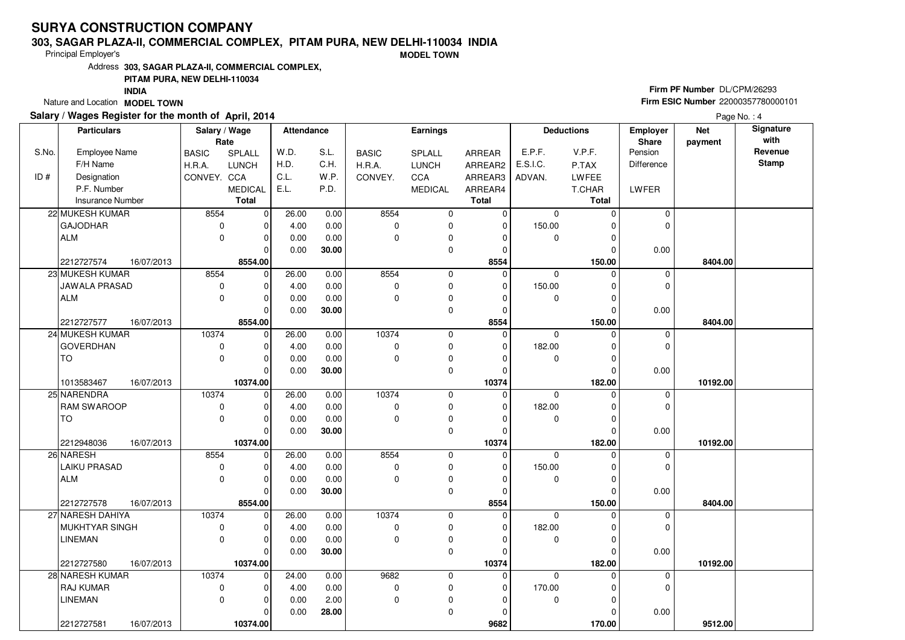# SURYA CONSTRUCTION COMPANY

**303, SAGAR PLAZA-II, COMMERCIAL COMPLEX, PITAM PURA, NEW DELHI-110034 INDIA**

**MODEL TOWN**

Principal Employer's

Address **303, SAGAR PLAZA-II, COMMERCIAL COMPLEX, PITAM PURA, NEW DELHI-110034 INDIA**

Nature and Location **MODEL TOWN**

**Firm PF Number** DL/CPM/26293

**Firm ESIC Number** 22000357780000101

**Salary / Wages Register for the month of April, 2014**

| S.No. / ID # | Particulars: Employee Name / F/H Name / Designation / P.F. Number / Insurance Number | Salary / Wage Rate: BASIC / H.R.A. / CONVEY. | Salary / Wage Rate: SPLALL / LUNCH / CCA / MEDICAL / Total | Attendance: W.D. / H.D. / C.L. / E.L. | Attendance: S.L. / C.H. / W.P. / P.D. | Earnings: BASIC / H.R.A. / CONVEY. | Earnings: SPLALL / LUNCH / CCA / MEDICAL | Earnings: ARREAR / ARREAR2 / ARREAR3 / ARREAR4 / Total | Deductions: E.P.F. / E.S.I.C. / ADVAN. | Deductions: V.P.F. / P.TAX / LWFEE / T.CHAR / Total | Employer Share: Pension / Difference / LWFER | Net payment | Signature with Revenue Stamp |
|---|---|---|---|---|---|---|---|---|---|---|---|---|---|
| 22 | MUKESH KUMAR | 8554 | 0 | 26.00 | 0.00 | 8554 | 0 | 0 | 0 | 0 | 0 | | |
| | GAJODHAR | 0 | 0 | 4.00 | 0.00 | 0 | 0 | 0 | 150.00 | 0 | 0 | | |
| | ALM | 0 | 0 | 0.00 | 0.00 | 0 | 0 | 0 | 0 | 0 | | | |
| | | | 0 | 0.00 | **30.00** | | 0 | 0 | | 0 | 0.00 | | |
| | 2212727574 16/07/2013 | | **8554.00** | | | | | **8554** | | **150.00** | | **8404.00** | |
| 23 | MUKESH KUMAR | 8554 | 0 | 26.00 | 0.00 | 8554 | 0 | 0 | 0 | 0 | 0 | | |
| | JAWALA PRASAD | 0 | 0 | 4.00 | 0.00 | 0 | 0 | 0 | 150.00 | 0 | 0 | | |
| | ALM | 0 | 0 | 0.00 | 0.00 | 0 | 0 | 0 | 0 | 0 | | | |
| | | | 0 | 0.00 | **30.00** | | 0 | 0 | | 0 | 0.00 | | |
| | 2212727577 16/07/2013 | | **8554.00** | | | | | **8554** | | **150.00** | | **8404.00** | |
| 24 | MUKESH KUMAR | 10374 | 0 | 26.00 | 0.00 | 10374 | 0 | 0 | 0 | 0 | 0 | | |
| | GOVERDHAN | 0 | 0 | 4.00 | 0.00 | 0 | 0 | 0 | 182.00 | 0 | 0 | | |
| | TO | 0 | 0 | 0.00 | 0.00 | 0 | 0 | 0 | 0 | 0 | | | |
| | | | 0 | 0.00 | **30.00** | | 0 | 0 | | 0 | 0.00 | | |
| | 1013583467 16/07/2013 | | **10374.00** | | | | | **10374** | | **182.00** | | **10192.00** | |
| 25 | NARENDRA | 10374 | 0 | 26.00 | 0.00 | 10374 | 0 | 0 | 0 | 0 | 0 | | |
| | RAM SWAROOP | 0 | 0 | 4.00 | 0.00 | 0 | 0 | 0 | 182.00 | 0 | 0 | | |
| | TO | 0 | 0 | 0.00 | 0.00 | 0 | 0 | 0 | 0 | 0 | | | |
| | | | 0 | 0.00 | **30.00** | | 0 | 0 | | 0 | 0.00 | | |
| | 2212948036 16/07/2013 | | **10374.00** | | | | | **10374** | | **182.00** | | **10192.00** | |
| 26 | NARESH | 8554 | 0 | 26.00 | 0.00 | 8554 | 0 | 0 | 0 | 0 | 0 | | |
| | LAIKU PRASAD | 0 | 0 | 4.00 | 0.00 | 0 | 0 | 0 | 150.00 | 0 | 0 | | |
| | ALM | 0 | 0 | 0.00 | 0.00 | 0 | 0 | 0 | 0 | 0 | | | |
| | | | 0 | 0.00 | **30.00** | | 0 | 0 | | 0 | 0.00 | | |
| | 2212727578 16/07/2013 | | **8554.00** | | | | | **8554** | | **150.00** | | **8404.00** | |
| 27 | NARESH DAHIYA | 10374 | 0 | 26.00 | 0.00 | 10374 | 0 | 0 | 0 | 0 | 0 | | |
| | MUKHTYAR SINGH | 0 | 0 | 4.00 | 0.00 | 0 | 0 | 0 | 182.00 | 0 | 0 | | |
| | LINEMAN | 0 | 0 | 0.00 | 0.00 | 0 | 0 | 0 | 0 | 0 | | | |
| | | | 0 | 0.00 | **30.00** | | 0 | 0 | | 0 | 0.00 | | |
| | 2212727580 16/07/2013 | | **10374.00** | | | | | **10374** | | **182.00** | | **10192.00** | |
| 28 | NARESH KUMAR | 10374 | 0 | 24.00 | 0.00 | 9682 | 0 | 0 | 0 | 0 | 0 | | |
| | RAJ KUMAR | 0 | 0 | 4.00 | 0.00 | 0 | 0 | 0 | 170.00 | 0 | 0 | | |
| | LINEMAN | 0 | 0 | 0.00 | 2.00 | 0 | 0 | 0 | 0 | 0 | | | |
| | | | 0 | 0.00 | **28.00** | | 0 | 0 | | 0 | 0.00 | | |
| | 2212727581 16/07/2013 | | **10374.00** | | | | | **9682** | | **170.00** | | **9512.00** | |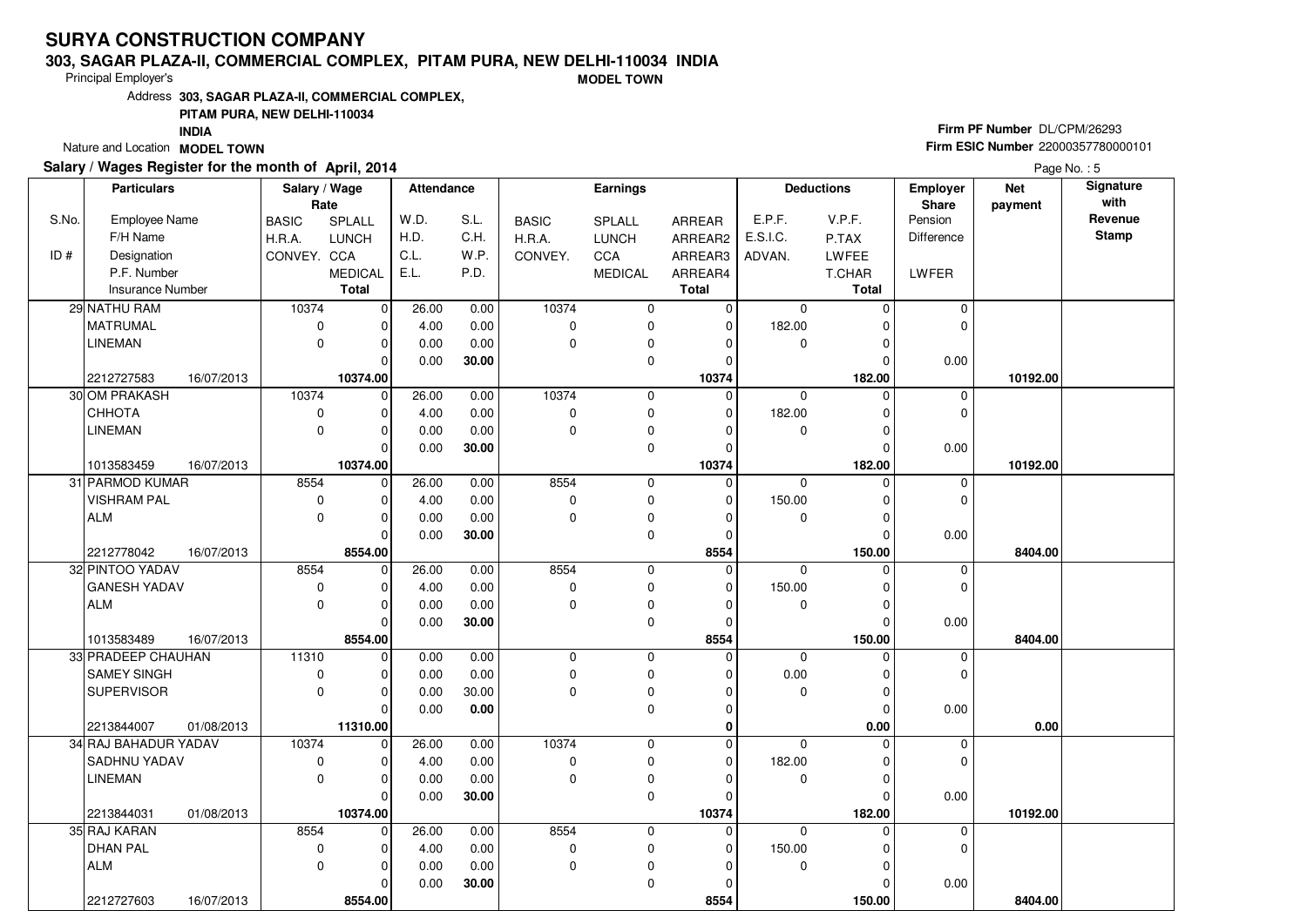# SURYA CONSTRUCTION COMPANY

**303, SAGAR PLAZA-II, COMMERCIAL COMPLEX, PITAM PURA, NEW DELHI-110034 INDIA**

**MODEL TOWN**

Principal Employer's

Address **303, SAGAR PLAZA-II, COMMERCIAL COMPLEX, PITAM PURA, NEW DELHI-110034 INDIA**

Nature and Location **MODEL TOWN**

**Firm PF Number** DL/CPM/26293

**Firm ESIC Number** 22000357780000101

**Salary / Wages Register for the month of April, 2014**

Page No. : 5

| S.No. / ID # | Employee Name / F/H Name / Designation / P.F. Number / Insurance Number | | BASIC / H.R.A. / CONVEY. (Rate) | SPLALL / LUNCH / CCA / MEDICAL / Total (Rate) | W.D. / H.D. / C.L. / E.L. | S.L. / C.H. / W.P. / P.D. | BASIC / H.R.A. / CONVEY. (Earnings) | SPLALL / LUNCH / CCA / MEDICAL (Earnings) | ARREAR / ARREAR2 / ARREAR3 / ARREAR4 / Total | E.P.F. / E.S.I.C. / ADVAN. | V.P.F. / P.TAX / LWFEE / T.CHAR / Total | Employer Share Pension / Difference / LWFER | Net payment | Signature with Revenue Stamp |
|---|---|---|---|---|---|---|---|---|---|---|---|---|---|---|
| 29 | NATHU RAM | | 10374 | 0 | 26.00 | 0.00 | 10374 | 0 | 0 | 0 | 0 | 0 | | |
| | MATRUMAL | | 0 | 0 | 4.00 | 0.00 | 0 | 0 | 0 | 182.00 | 0 | 0 | | |
| | LINEMAN | | 0 | 0 | 0.00 | 0.00 | 0 | 0 | 0 | 0 | 0 | | | |
| | | | | 0 | 0.00 | **30.00** | | 0 | 0 | | 0 | 0.00 | | |
| | 2212727583 | 16/07/2013 | | **10374.00** | | | | | **10374** | | **182.00** | | **10192.00** | |
| 30 | OM PRAKASH | | 10374 | 0 | 26.00 | 0.00 | 10374 | 0 | 0 | 0 | 0 | 0 | | |
| | CHHOTA | | 0 | 0 | 4.00 | 0.00 | 0 | 0 | 0 | 182.00 | 0 | 0 | | |
| | LINEMAN | | 0 | 0 | 0.00 | 0.00 | 0 | 0 | 0 | 0 | 0 | | | |
| | | | | 0 | 0.00 | **30.00** | | 0 | 0 | | 0 | 0.00 | | |
| | 1013583459 | 16/07/2013 | | **10374.00** | | | | | **10374** | | **182.00** | | **10192.00** | |
| 31 | PARMOD KUMAR | | 8554 | 0 | 26.00 | 0.00 | 8554 | 0 | 0 | 0 | 0 | 0 | | |
| | VISHRAM PAL | | 0 | 0 | 4.00 | 0.00 | 0 | 0 | 0 | 150.00 | 0 | 0 | | |
| | ALM | | 0 | 0 | 0.00 | 0.00 | 0 | 0 | 0 | 0 | 0 | | | |
| | | | | 0 | 0.00 | **30.00** | | 0 | 0 | | 0 | 0.00 | | |
| | 2212778042 | 16/07/2013 | | **8554.00** | | | | | **8554** | | **150.00** | | **8404.00** | |
| 32 | PINTOO YADAV | | 8554 | 0 | 26.00 | 0.00 | 8554 | 0 | 0 | 0 | 0 | 0 | | |
| | GANESH YADAV | | 0 | 0 | 4.00 | 0.00 | 0 | 0 | 0 | 150.00 | 0 | 0 | | |
| | ALM | | 0 | 0 | 0.00 | 0.00 | 0 | 0 | 0 | 0 | 0 | | | |
| | | | | 0 | 0.00 | **30.00** | | 0 | 0 | | 0 | 0.00 | | |
| | 1013583489 | 16/07/2013 | | **8554.00** | | | | | **8554** | | **150.00** | | **8404.00** | |
| 33 | PRADEEP CHAUHAN | | 11310 | 0 | 0.00 | 0.00 | 0 | 0 | 0 | 0 | 0 | 0 | | |
| | SAMEY SINGH | | 0 | 0 | 0.00 | 0.00 | 0 | 0 | 0 | 0.00 | 0 | 0 | | |
| | SUPERVISOR | | 0 | 0 | 0.00 | 30.00 | 0 | 0 | 0 | 0 | 0 | | | |
| | | | | 0 | 0.00 | **0.00** | | 0 | 0 | | 0 | 0.00 | | |
| | 2213844007 | 01/08/2013 | | **11310.00** | | | | | **0** | | **0.00** | | **0.00** | |
| 34 | RAJ BAHADUR YADAV | | 10374 | 0 | 26.00 | 0.00 | 10374 | 0 | 0 | 0 | 0 | 0 | | |
| | SADHNU YADAV | | 0 | 0 | 4.00 | 0.00 | 0 | 0 | 0 | 182.00 | 0 | 0 | | |
| | LINEMAN | | 0 | 0 | 0.00 | 0.00 | 0 | 0 | 0 | 0 | 0 | | | |
| | | | | 0 | 0.00 | **30.00** | | 0 | 0 | | 0 | 0.00 | | |
| | 2213844031 | 01/08/2013 | | **10374.00** | | | | | **10374** | | **182.00** | | **10192.00** | |
| 35 | RAJ KARAN | | 8554 | 0 | 26.00 | 0.00 | 8554 | 0 | 0 | 0 | 0 | 0 | | |
| | DHAN PAL | | 0 | 0 | 4.00 | 0.00 | 0 | 0 | 0 | 150.00 | 0 | 0 | | |
| | ALM | | 0 | 0 | 0.00 | 0.00 | 0 | 0 | 0 | 0 | 0 | | | |
| | | | | 0 | 0.00 | **30.00** | | 0 | 0 | | 0 | 0.00 | | |
| | 2212727603 | 16/07/2013 | | **8554.00** | | | | | **8554** | | **150.00** | | **8404.00** | |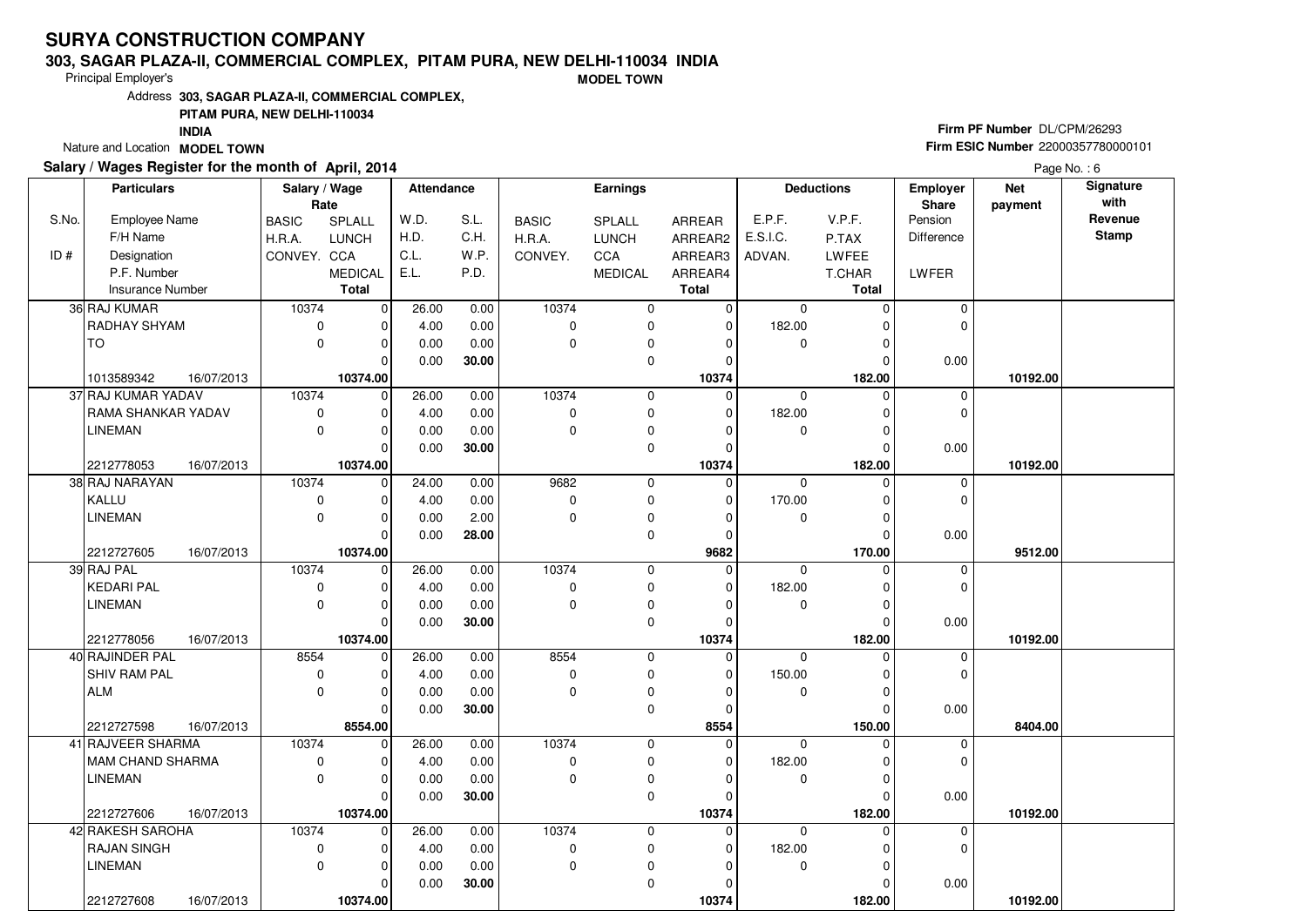# SURYA CONSTRUCTION COMPANY

**303, SAGAR PLAZA-II, COMMERCIAL COMPLEX, PITAM PURA, NEW DELHI-110034 INDIA**

Principal Employer's **MODEL TOWN**

Address **303, SAGAR PLAZA-II, COMMERCIAL COMPLEX, PITAM PURA, NEW DELHI-110034 INDIA**

Nature and Location **MODEL TOWN**

**Firm PF Number** DL/CPM/26293

**Firm ESIC Number** 22000357780000101

**Salary / Wages Register for the month of April, 2014**

Page No. : 6

| S.No. / ID # | Particulars: Employee Name / F/H Name / Designation / P.F. Number / Insurance Number | Salary / Wage Rate: BASIC / H.R.A. / CONVEY. | Salary / Wage Rate: SPLALL / LUNCH / CCA / MEDICAL / Total | Attendance: W.D. / H.D. / C.L. / E.L. | Attendance: S.L. / C.H. / W.P. / P.D. | Earnings: BASIC / H.R.A. / CONVEY. | Earnings: SPLALL / LUNCH / CCA / MEDICAL | Earnings: ARREAR / ARREAR2 / ARREAR3 / ARREAR4 / Total | Deductions: E.P.F. / E.S.I.C. / ADVAN. | Deductions: V.P.F. / P.TAX / LWFEE / T.CHAR / Total | Employer Share: Pension / Difference / LWFER | Net payment | Signature with Revenue Stamp |
|---|---|---|---|---|---|---|---|---|---|---|---|---|---|
| 36 | RAJ KUMAR / RADHAY SHYAM / TO / 1013589342 16/07/2013 | 10374 / 0 / 0 | 0 / 0 / 0 / 0 / 10374.00 | 26.00 / 4.00 / 0.00 / 0.00 | 0.00 / 0.00 / 0.00 / 30.00 | 10374 / 0 / 0 | 0 / 0 / 0 / 0 | 0 / 0 / 0 / 0 / 10374 | 0 / 182.00 / 0 | 0 / 0 / 0 / 0 / 182.00 | 0 / 0 / 0.00 | 10192.00 | |
| 37 | RAJ KUMAR YADAV / RAMA SHANKAR YADAV / LINEMAN / 2212778053 16/07/2013 | 10374 / 0 / 0 | 0 / 0 / 0 / 0 / 10374.00 | 26.00 / 4.00 / 0.00 / 0.00 | 0.00 / 0.00 / 0.00 / 30.00 | 10374 / 0 / 0 | 0 / 0 / 0 / 0 | 0 / 0 / 0 / 0 / 10374 | 0 / 182.00 / 0 | 0 / 0 / 0 / 0 / 182.00 | 0 / 0 / 0.00 | 10192.00 | |
| 38 | RAJ NARAYAN / KALLU / LINEMAN / 2212727605 16/07/2013 | 10374 / 0 / 0 | 0 / 0 / 0 / 0 / 10374.00 | 24.00 / 4.00 / 0.00 / 0.00 | 0.00 / 0.00 / 2.00 / 28.00 | 9682 / 0 / 0 | 0 / 0 / 0 / 0 | 0 / 0 / 0 / 0 / 9682 | 0 / 170.00 / 0 | 0 / 0 / 0 / 0 / 170.00 | 0 / 0 / 0.00 | 9512.00 | |
| 39 | RAJ PAL / KEDARI PAL / LINEMAN / 2212778056 16/07/2013 | 10374 / 0 / 0 | 0 / 0 / 0 / 0 / 10374.00 | 26.00 / 4.00 / 0.00 / 0.00 | 0.00 / 0.00 / 0.00 / 30.00 | 10374 / 0 / 0 | 0 / 0 / 0 / 0 | 0 / 0 / 0 / 0 / 10374 | 0 / 182.00 / 0 | 0 / 0 / 0 / 0 / 182.00 | 0 / 0 / 0.00 | 10192.00 | |
| 40 | RAJINDER PAL / SHIV RAM PAL / ALM / 2212727598 16/07/2013 | 8554 / 0 / 0 | 0 / 0 / 0 / 0 / 8554.00 | 26.00 / 4.00 / 0.00 / 0.00 | 0.00 / 0.00 / 0.00 / 30.00 | 8554 / 0 / 0 | 0 / 0 / 0 / 0 | 0 / 0 / 0 / 0 / 8554 | 0 / 150.00 / 0 | 0 / 0 / 0 / 0 / 150.00 | 0 / 0 / 0.00 | 8404.00 | |
| 41 | RAJVEER SHARMA / MAM CHAND SHARMA / LINEMAN / 2212727606 16/07/2013 | 10374 / 0 / 0 | 0 / 0 / 0 / 0 / 10374.00 | 26.00 / 4.00 / 0.00 / 0.00 | 0.00 / 0.00 / 0.00 / 30.00 | 10374 / 0 / 0 | 0 / 0 / 0 / 0 | 0 / 0 / 0 / 0 / 10374 | 0 / 182.00 / 0 | 0 / 0 / 0 / 0 / 182.00 | 0 / 0 / 0.00 | 10192.00 | |
| 42 | RAKESH SAROHA / RAJAN SINGH / LINEMAN / 2212727608 16/07/2013 | 10374 / 0 / 0 | 0 / 0 / 0 / 0 / 10374.00 | 26.00 / 4.00 / 0.00 / 0.00 | 0.00 / 0.00 / 0.00 / 30.00 | 10374 / 0 / 0 | 0 / 0 / 0 / 0 | 0 / 0 / 0 / 0 / 10374 | 0 / 182.00 / 0 | 0 / 0 / 0 / 0 / 182.00 | 0 / 0 / 0.00 | 10192.00 | |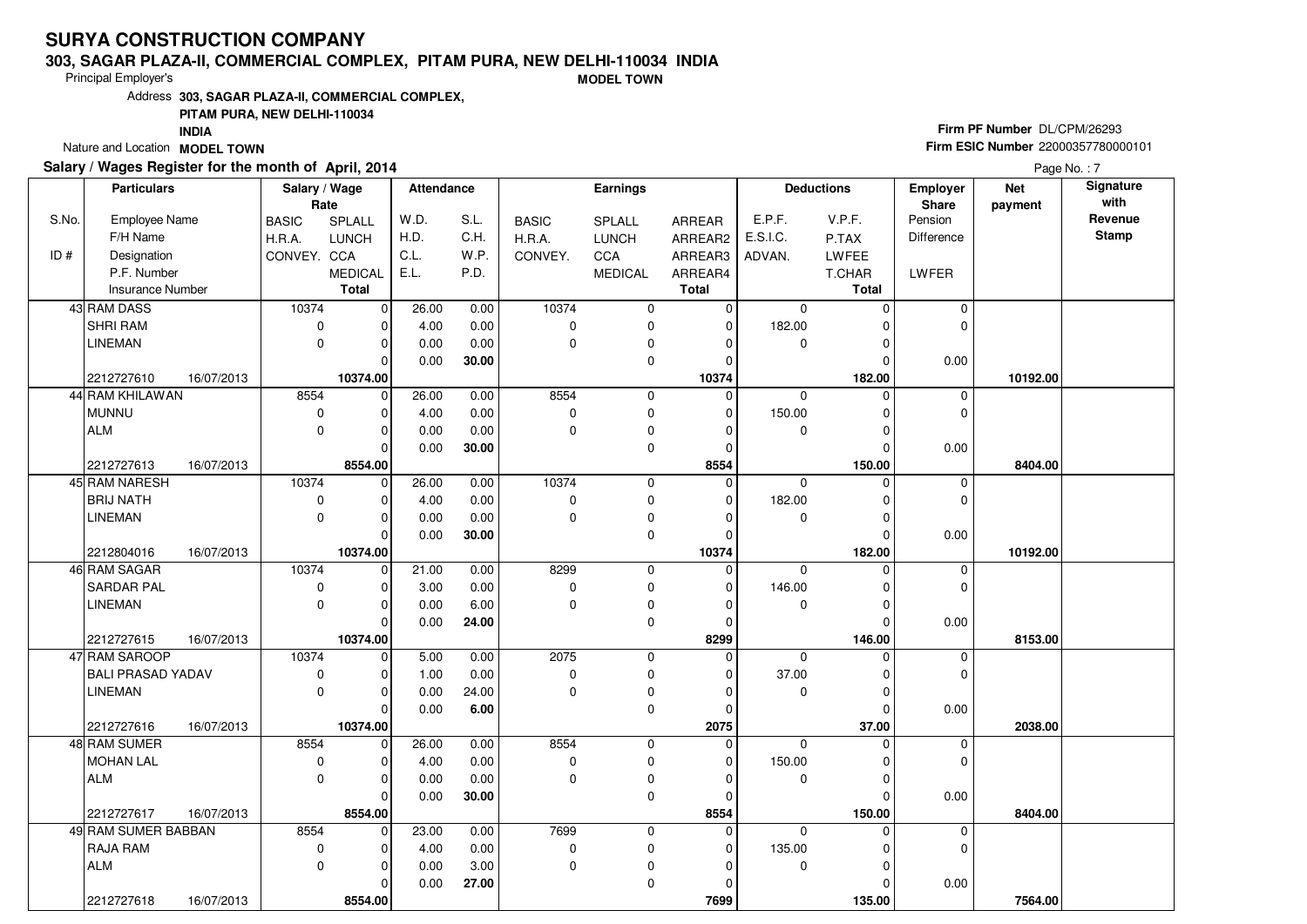# SURYA CONSTRUCTION COMPANY

**303, SAGAR PLAZA-II, COMMERCIAL COMPLEX, PITAM PURA, NEW DELHI-110034 INDIA**

Principal Employer's **MODEL TOWN**

Address **303, SAGAR PLAZA-II, COMMERCIAL COMPLEX, PITAM PURA, NEW DELHI-110034 INDIA**

Nature and Location **MODEL TOWN**

**Firm PF Number** DL/CPM/26293
**Firm ESIC Number** 22000357780000101

**Salary / Wages Register for the month of April, 2014**

| S.No. / ID # | Employee Name / F/H Name / Designation / P.F. Number / Insurance Number | | Salary / Wage Rate: BASIC / H.R.A. / CONVEY. | SPLALL / LUNCH / CCA / MEDICAL / Total | Attendance: W.D. / H.D. / C.L. / E.L. | S.L. / C.H. / W.P. / P.D. | Earnings: BASIC / H.R.A. / CONVEY. | SPLALL / LUNCH / CCA / MEDICAL | ARREAR / ARREAR2 / ARREAR3 / ARREAR4 / Total | Deductions: E.P.F. / E.S.I.C. / ADVAN. | V.P.F. / P.TAX / LWFEE / T.CHAR / Total | Employer Share: Pension / Difference / LWFER | Net payment | Signature with Revenue Stamp |
|---|---|---|---|---|---|---|---|---|---|---|---|---|---|---|
| 43 | RAM DASS | | 10374 | 0 | 26.00 | 0.00 | 10374 | 0 | 0 | 0 | 0 | 0 | | |
| | SHRI RAM | | 0 | 0 | 4.00 | 0.00 | 0 | 0 | 0 | 182.00 | 0 | 0 | | |
| | LINEMAN | | 0 | 0 | 0.00 | 0.00 | 0 | 0 | 0 | 0 | 0 | | | |
| | | | | 0 | 0.00 | **30.00** | | 0 | 0 | | 0 | 0.00 | | |
| | 2212727610 | 16/07/2013 | | **10374.00** | | | | | **10374** | | **182.00** | | **10192.00** | |
| 44 | RAM KHILAWAN | | 8554 | 0 | 26.00 | 0.00 | 8554 | 0 | 0 | 0 | 0 | 0 | | |
| | MUNNU | | 0 | 0 | 4.00 | 0.00 | 0 | 0 | 0 | 150.00 | 0 | 0 | | |
| | ALM | | 0 | 0 | 0.00 | 0.00 | 0 | 0 | 0 | 0 | 0 | | | |
| | | | | 0 | 0.00 | **30.00** | | 0 | 0 | | 0 | 0.00 | | |
| | 2212727613 | 16/07/2013 | | **8554.00** | | | | | **8554** | | **150.00** | | **8404.00** | |
| 45 | RAM NARESH | | 10374 | 0 | 26.00 | 0.00 | 10374 | 0 | 0 | 0 | 0 | 0 | | |
| | BRIJ NATH | | 0 | 0 | 4.00 | 0.00 | 0 | 0 | 0 | 182.00 | 0 | 0 | | |
| | LINEMAN | | 0 | 0 | 0.00 | 0.00 | 0 | 0 | 0 | 0 | 0 | | | |
| | | | | 0 | 0.00 | **30.00** | | 0 | 0 | | 0 | 0.00 | | |
| | 2212804016 | 16/07/2013 | | **10374.00** | | | | | **10374** | | **182.00** | | **10192.00** | |
| 46 | RAM SAGAR | | 10374 | 0 | 21.00 | 0.00 | 8299 | 0 | 0 | 0 | 0 | 0 | | |
| | SARDAR PAL | | 0 | 0 | 3.00 | 0.00 | 0 | 0 | 0 | 146.00 | 0 | 0 | | |
| | LINEMAN | | 0 | 0 | 0.00 | 6.00 | 0 | 0 | 0 | 0 | 0 | | | |
| | | | | 0 | 0.00 | **24.00** | | 0 | 0 | | 0 | 0.00 | | |
| | 2212727615 | 16/07/2013 | | **10374.00** | | | | | **8299** | | **146.00** | | **8153.00** | |
| 47 | RAM SAROOP | | 10374 | 0 | 5.00 | 0.00 | 2075 | 0 | 0 | 0 | 0 | 0 | | |
| | BALI PRASAD YADAV | | 0 | 0 | 1.00 | 0.00 | 0 | 0 | 0 | 37.00 | 0 | 0 | | |
| | LINEMAN | | 0 | 0 | 0.00 | 24.00 | 0 | 0 | 0 | 0 | 0 | | | |
| | | | | 0 | 0.00 | **6.00** | | 0 | 0 | | 0 | 0.00 | | |
| | 2212727616 | 16/07/2013 | | **10374.00** | | | | | **2075** | | **37.00** | | **2038.00** | |
| 48 | RAM SUMER | | 8554 | 0 | 26.00 | 0.00 | 8554 | 0 | 0 | 0 | 0 | 0 | | |
| | MOHAN LAL | | 0 | 0 | 4.00 | 0.00 | 0 | 0 | 0 | 150.00 | 0 | 0 | | |
| | ALM | | 0 | 0 | 0.00 | 0.00 | 0 | 0 | 0 | 0 | 0 | | | |
| | | | | 0 | 0.00 | **30.00** | | 0 | 0 | | 0 | 0.00 | | |
| | 2212727617 | 16/07/2013 | | **8554.00** | | | | | **8554** | | **150.00** | | **8404.00** | |
| 49 | RAM SUMER BABBAN | | 8554 | 0 | 23.00 | 0.00 | 7699 | 0 | 0 | 0 | 0 | 0 | | |
| | RAJA RAM | | 0 | 0 | 4.00 | 0.00 | 0 | 0 | 0 | 135.00 | 0 | 0 | | |
| | ALM | | 0 | 0 | 0.00 | 3.00 | 0 | 0 | 0 | 0 | 0 | | | |
| | | | | 0 | 0.00 | **27.00** | | 0 | 0 | | 0 | 0.00 | | |
| | 2212727618 | 16/07/2013 | | **8554.00** | | | | | **7699** | | **135.00** | | **7564.00** | |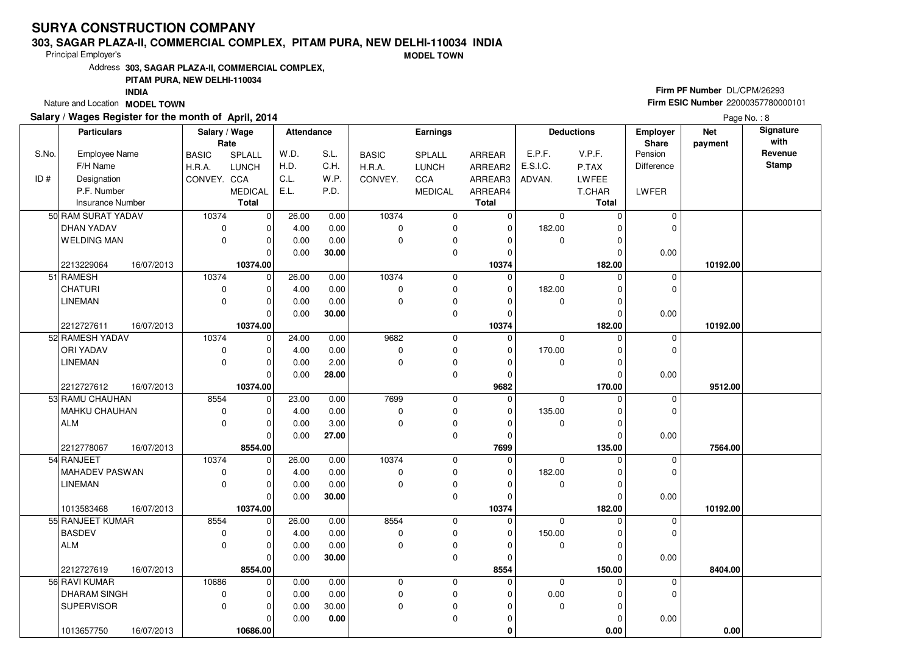# SURYA CONSTRUCTION COMPANY

**303, SAGAR PLAZA-II, COMMERCIAL COMPLEX, PITAM PURA, NEW DELHI-110034 INDIA**

Principal Employer's **MODEL TOWN**

Address **303, SAGAR PLAZA-II, COMMERCIAL COMPLEX, PITAM PURA, NEW DELHI-110034 INDIA**

Nature and Location **MODEL TOWN**

**Firm PF Number** DL/CPM/26293

**Firm ESIC Number** 22000357780000101

**Salary / Wages Register for the month of April, 2014**

Page No. : 8

| S.No. / ID # | Employee Name / F/H Name / Designation / P.F. Number / Insurance Number | Salary / Wage Rate: BASIC / H.R.A. / CONVEY. | SPLALL / LUNCH / CCA / MEDICAL / Total | Attendance: W.D. / H.D. / C.L. / E.L. | S.L. / C.H. / W.P. / P.D. | Earnings: BASIC / H.R.A. / CONVEY. | SPLALL / LUNCH / CCA / MEDICAL | ARREAR / ARREAR2 / ARREAR3 / ARREAR4 / Total | Deductions: E.P.F. / E.S.I.C. / ADVAN. | V.P.F. / P.TAX / LWFEE / T.CHAR / Total | Employer Share: Pension / Difference / LWFER | Net payment | Signature with Revenue Stamp |
|---|---|---|---|---|---|---|---|---|---|---|---|---|---|
| 50 | RAM SURAT YADAV | 10374 | 0 | 26.00 | 0.00 | 10374 | 0 | 0 | 0 | 0 | 0 | | |
| | DHAN YADAV | 0 | 0 | 4.00 | 0.00 | 0 | 0 | 0 | 182.00 | 0 | 0 | | |
| | WELDING MAN | 0 | 0 | 0.00 | 0.00 | 0 | 0 | 0 | 0 | 0 | | | |
| | | | 0 | 0.00 | **30.00** | | 0 | 0 | | 0 | 0.00 | | |
| | 2213229064 16/07/2013 | | **10374.00** | | | | | **10374** | | **182.00** | | **10192.00** | |
| 51 | RAMESH | 10374 | 0 | 26.00 | 0.00 | 10374 | 0 | 0 | 0 | 0 | 0 | | |
| | CHATURI | 0 | 0 | 4.00 | 0.00 | 0 | 0 | 0 | 182.00 | 0 | 0 | | |
| | LINEMAN | 0 | 0 | 0.00 | 0.00 | 0 | 0 | 0 | 0 | 0 | | | |
| | | | 0 | 0.00 | **30.00** | | 0 | 0 | | 0 | 0.00 | | |
| | 2212727611 16/07/2013 | | **10374.00** | | | | | **10374** | | **182.00** | | **10192.00** | |
| 52 | RAMESH YADAV | 10374 | 0 | 24.00 | 0.00 | 9682 | 0 | 0 | 0 | 0 | 0 | | |
| | ORI YADAV | 0 | 0 | 4.00 | 0.00 | 0 | 0 | 0 | 170.00 | 0 | 0 | | |
| | LINEMAN | 0 | 0 | 0.00 | 2.00 | 0 | 0 | 0 | 0 | 0 | | | |
| | | | 0 | 0.00 | **28.00** | | 0 | 0 | | 0 | 0.00 | | |
| | 2212727612 16/07/2013 | | **10374.00** | | | | | **9682** | | **170.00** | | **9512.00** | |
| 53 | RAMU CHAUHAN | 8554 | 0 | 23.00 | 0.00 | 7699 | 0 | 0 | 0 | 0 | 0 | | |
| | MAHKU CHAUHAN | 0 | 0 | 4.00 | 0.00 | 0 | 0 | 0 | 135.00 | 0 | 0 | | |
| | ALM | 0 | 0 | 0.00 | 3.00 | 0 | 0 | 0 | 0 | 0 | | | |
| | | | 0 | 0.00 | **27.00** | | 0 | 0 | | 0 | 0.00 | | |
| | 2212778067 16/07/2013 | | **8554.00** | | | | | **7699** | | **135.00** | | **7564.00** | |
| 54 | RANJEET | 10374 | 0 | 26.00 | 0.00 | 10374 | 0 | 0 | 0 | 0 | 0 | | |
| | MAHADEV PASWAN | 0 | 0 | 4.00 | 0.00 | 0 | 0 | 0 | 182.00 | 0 | 0 | | |
| | LINEMAN | 0 | 0 | 0.00 | 0.00 | 0 | 0 | 0 | 0 | 0 | | | |
| | | | 0 | 0.00 | **30.00** | | 0 | 0 | | 0 | 0.00 | | |
| | 1013583468 16/07/2013 | | **10374.00** | | | | | **10374** | | **182.00** | | **10192.00** | |
| 55 | RANJEET KUMAR | 8554 | 0 | 26.00 | 0.00 | 8554 | 0 | 0 | 0 | 0 | 0 | | |
| | BASDEV | 0 | 0 | 4.00 | 0.00 | 0 | 0 | 0 | 150.00 | 0 | 0 | | |
| | ALM | 0 | 0 | 0.00 | 0.00 | 0 | 0 | 0 | 0 | 0 | | | |
| | | | 0 | 0.00 | **30.00** | | 0 | 0 | | 0 | 0.00 | | |
| | 2212727619 16/07/2013 | | **8554.00** | | | | | **8554** | | **150.00** | | **8404.00** | |
| 56 | RAVI KUMAR | 10686 | 0 | 0.00 | 0.00 | 0 | 0 | 0 | 0 | 0 | 0 | | |
| | DHARAM SINGH | 0 | 0 | 0.00 | 0.00 | 0 | 0 | 0 | 0.00 | 0 | 0 | | |
| | SUPERVISOR | 0 | 0 | 0.00 | 30.00 | 0 | 0 | 0 | 0 | 0 | | | |
| | | | 0 | 0.00 | **0.00** | | 0 | 0 | | 0 | 0.00 | | |
| | 1013657750 16/07/2013 | | **10686.00** | | | | | **0** | | **0.00** | | **0.00** | |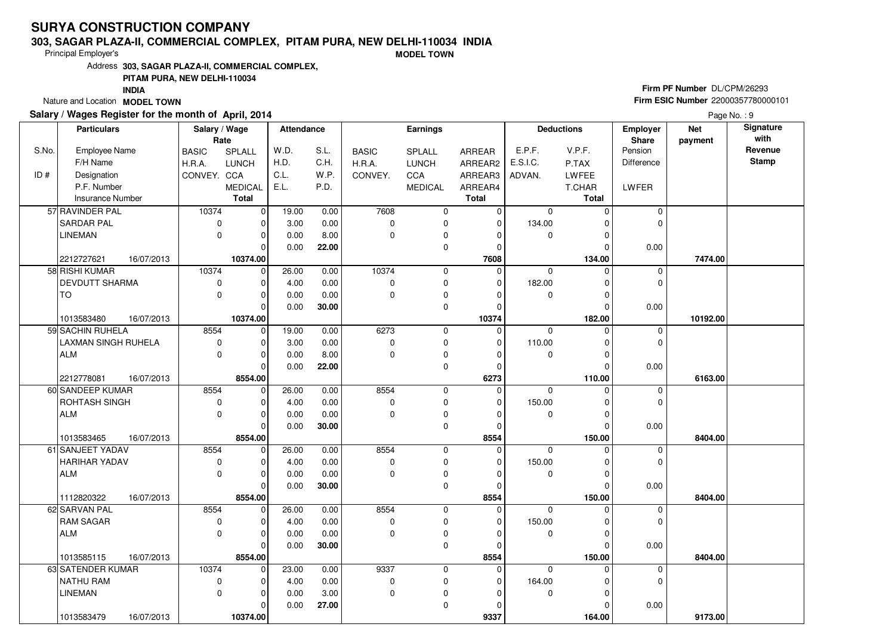# SURYA CONSTRUCTION COMPANY

**303, SAGAR PLAZA-II, COMMERCIAL COMPLEX, PITAM PURA, NEW DELHI-110034 INDIA**

Principal Employer's **MODEL TOWN**

Address **303, SAGAR PLAZA-II, COMMERCIAL COMPLEX, PITAM PURA, NEW DELHI-110034 INDIA**

Nature and Location **MODEL TOWN**

**Firm PF Number** DL/CPM/26293

**Firm ESIC Number** 22000357780000101

**Salary / Wages Register for the month of April, 2014**

| S.No. / ID # | Employee Name / F/H Name / Designation / P.F. Number / Insurance Number | | BASIC / H.R.A. / CONVEY. | SPLALL / LUNCH / CCA / MEDICAL / Total | W.D. / H.D. / C.L. / E.L. | S.L. / C.H. / W.P. / P.D. | BASIC / H.R.A. / CONVEY. | SPLALL / LUNCH / CCA / MEDICAL | ARREAR / ARREAR2 / ARREAR3 / ARREAR4 / Total | E.P.F. / E.S.I.C. / ADVAN. | V.P.F. / P.TAX / LWFEE / T.CHAR / Total | Employer Share Pension / Difference / LWFER | Net payment | Signature with Revenue Stamp |
|---|---|---|---|---|---|---|---|---|---|---|---|---|---|---|
| 57 | RAVINDER PAL | | 10374 | 0 | 19.00 | 0.00 | 7608 | 0 | 0 | 0 | 0 | 0 | | |
| | SARDAR PAL | | 0 | 0 | 3.00 | 0.00 | 0 | 0 | 0 | 134.00 | 0 | 0 | | |
| | LINEMAN | | 0 | 0 | 0.00 | 8.00 | 0 | 0 | 0 | 0 | 0 | | | |
| | | | | 0 | 0.00 | 22.00 | | 0 | 0 | | 0 | 0.00 | | |
| | 2212727621 | 16/07/2013 | | 10374.00 | | | | | 7608 | | 134.00 | | 7474.00 | |
| 58 | RISHI KUMAR | | 10374 | 0 | 26.00 | 0.00 | 10374 | 0 | 0 | 0 | 0 | 0 | | |
| | DEVDUTT SHARMA | | 0 | 0 | 4.00 | 0.00 | 0 | 0 | 0 | 182.00 | 0 | 0 | | |
| | TO | | 0 | 0 | 0.00 | 0.00 | 0 | 0 | 0 | 0 | 0 | | | |
| | | | | 0 | 0.00 | 30.00 | | 0 | 0 | | 0 | 0.00 | | |
| | 1013583480 | 16/07/2013 | | 10374.00 | | | | | 10374 | | 182.00 | | 10192.00 | |
| 59 | SACHIN RUHELA | | 8554 | 0 | 19.00 | 0.00 | 6273 | 0 | 0 | 0 | 0 | 0 | | |
| | LAXMAN SINGH RUHELA | | 0 | 0 | 3.00 | 0.00 | 0 | 0 | 0 | 110.00 | 0 | 0 | | |
| | ALM | | 0 | 0 | 0.00 | 8.00 | 0 | 0 | 0 | 0 | 0 | | | |
| | | | | 0 | 0.00 | 22.00 | | 0 | 0 | | 0 | 0.00 | | |
| | 2212778081 | 16/07/2013 | | 8554.00 | | | | | 6273 | | 110.00 | | 6163.00 | |
| 60 | SANDEEP KUMAR | | 8554 | 0 | 26.00 | 0.00 | 8554 | 0 | 0 | 0 | 0 | 0 | | |
| | ROHTASH SINGH | | 0 | 0 | 4.00 | 0.00 | 0 | 0 | 0 | 150.00 | 0 | 0 | | |
| | ALM | | 0 | 0 | 0.00 | 0.00 | 0 | 0 | 0 | 0 | 0 | | | |
| | | | | 0 | 0.00 | 30.00 | | 0 | 0 | | 0 | 0.00 | | |
| | 1013583465 | 16/07/2013 | | 8554.00 | | | | | 8554 | | 150.00 | | 8404.00 | |
| 61 | SANJEET YADAV | | 8554 | 0 | 26.00 | 0.00 | 8554 | 0 | 0 | 0 | 0 | 0 | | |
| | HARIHAR YADAV | | 0 | 0 | 4.00 | 0.00 | 0 | 0 | 0 | 150.00 | 0 | 0 | | |
| | ALM | | 0 | 0 | 0.00 | 0.00 | 0 | 0 | 0 | 0 | 0 | | | |
| | | | | 0 | 0.00 | 30.00 | | 0 | 0 | | 0 | 0.00 | | |
| | 1112820322 | 16/07/2013 | | 8554.00 | | | | | 8554 | | 150.00 | | 8404.00 | |
| 62 | SARVAN PAL | | 8554 | 0 | 26.00 | 0.00 | 8554 | 0 | 0 | 0 | 0 | 0 | | |
| | RAM SAGAR | | 0 | 0 | 4.00 | 0.00 | 0 | 0 | 0 | 150.00 | 0 | 0 | | |
| | ALM | | 0 | 0 | 0.00 | 0.00 | 0 | 0 | 0 | 0 | 0 | | | |
| | | | | 0 | 0.00 | 30.00 | | 0 | 0 | | 0 | 0.00 | | |
| | 1013585115 | 16/07/2013 | | 8554.00 | | | | | 8554 | | 150.00 | | 8404.00 | |
| 63 | SATENDER KUMAR | | 10374 | 0 | 23.00 | 0.00 | 9337 | 0 | 0 | 0 | 0 | 0 | | |
| | NATHU RAM | | 0 | 0 | 4.00 | 0.00 | 0 | 0 | 0 | 164.00 | 0 | 0 | | |
| | LINEMAN | | 0 | 0 | 0.00 | 3.00 | 0 | 0 | 0 | 0 | 0 | | | |
| | | | | 0 | 0.00 | 27.00 | | 0 | 0 | | 0 | 0.00 | | |
| | 1013583479 | 16/07/2013 | | 10374.00 | | | | | 9337 | | 164.00 | | 9173.00 | |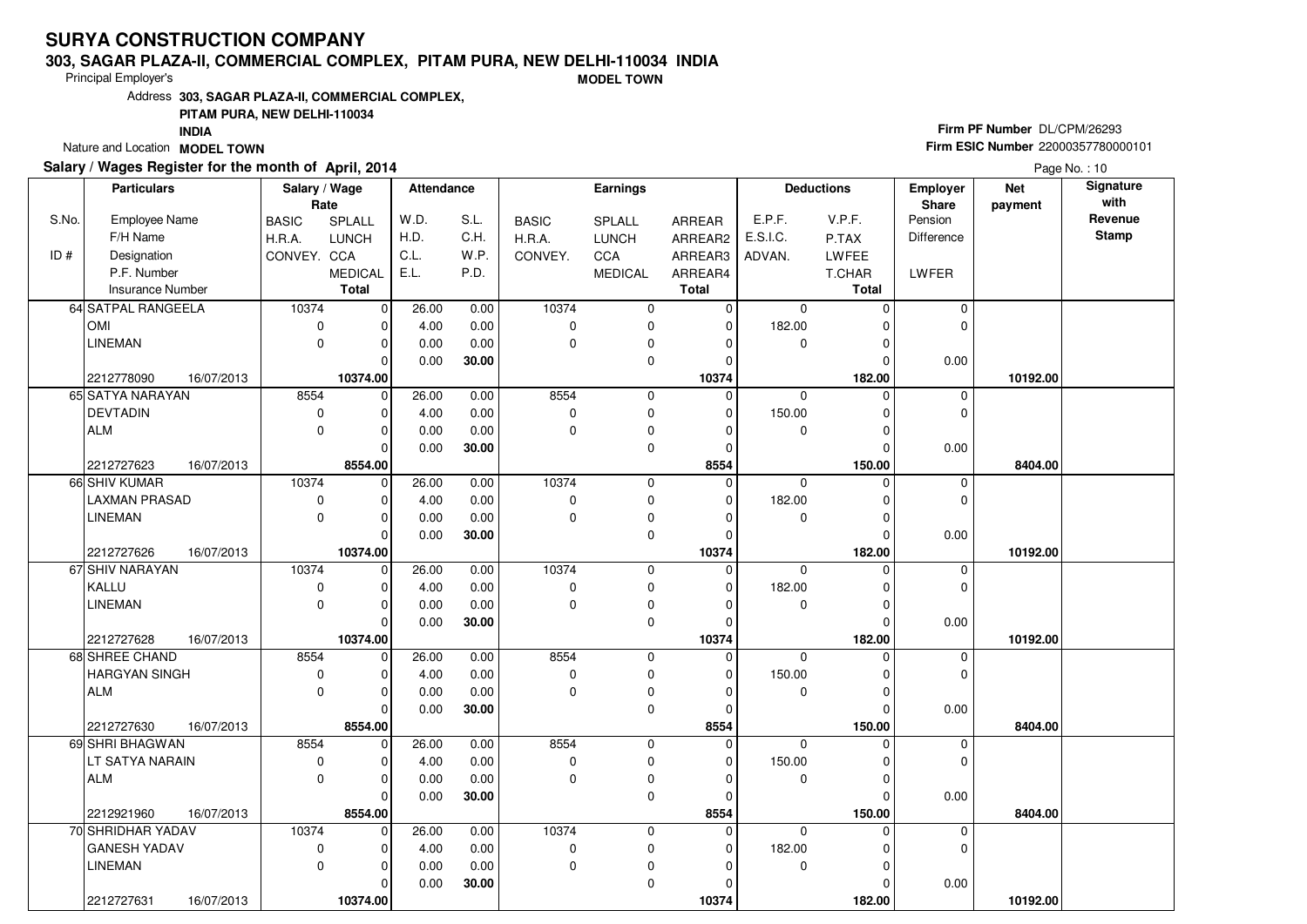# SURYA CONSTRUCTION COMPANY

**303, SAGAR PLAZA-II, COMMERCIAL COMPLEX, PITAM PURA, NEW DELHI-110034 INDIA**

Principal Employer's **MODEL TOWN**

Address **303, SAGAR PLAZA-II, COMMERCIAL COMPLEX, PITAM PURA, NEW DELHI-110034 INDIA**

Nature and Location **MODEL TOWN**

**Firm PF Number** DL/CPM/26293

**Firm ESIC Number** 22000357780000101

**Salary / Wages Register for the month of April, 2014**

Page No. : 10

| S.No. / ID # | Employee Name / F/H Name / Designation / P.F. Number / Insurance Number | Salary / Wage Rate: BASIC / H.R.A. / CONVEY. | SPLALL / LUNCH / CCA / MEDICAL / Total | Attendance: W.D. / H.D. / C.L. / E.L. | S.L. / C.H. / W.P. / P.D. | Earnings: BASIC / H.R.A. / CONVEY. | SPLALL / LUNCH / CCA / MEDICAL | ARREAR / ARREAR2 / ARREAR3 / ARREAR4 / Total | Deductions: E.P.F. / E.S.I.C. / ADVAN. | V.P.F. / P.TAX / LWFEE / T.CHAR / Total | Employer Share: Pension / Difference / LWFER | Net payment | Signature with Revenue Stamp |
|---|---|---|---|---|---|---|---|---|---|---|---|---|---|
| 64 | SATPAL RANGEELA / OMI / LINEMAN / 2212778090 16/07/2013 | 10374 / 0 / 0 | 0 / 0 / 0 / 0 / 10374.00 | 26.00 / 4.00 / 0.00 / 0.00 | 0.00 / 0.00 / 0.00 / 30.00 | 10374 / 0 / 0 | 0 / 0 / 0 / 0 | 0 / 0 / 0 / 0 / 10374 | 0 / 182.00 / 0 | 0 / 0 / 0 / 0 / 182.00 | 0 / 0 / 0.00 | 10192.00 | |
| 65 | SATYA NARAYAN / DEVTADIN / ALM / 2212727623 16/07/2013 | 8554 / 0 / 0 | 0 / 0 / 0 / 0 / 8554.00 | 26.00 / 4.00 / 0.00 / 0.00 | 0.00 / 0.00 / 0.00 / 30.00 | 8554 / 0 / 0 | 0 / 0 / 0 / 0 | 0 / 0 / 0 / 0 / 8554 | 0 / 150.00 / 0 | 0 / 0 / 0 / 0 / 150.00 | 0 / 0 / 0.00 | 8404.00 | |
| 66 | SHIV KUMAR / LAXMAN PRASAD / LINEMAN / 2212727626 16/07/2013 | 10374 / 0 / 0 | 0 / 0 / 0 / 0 / 10374.00 | 26.00 / 4.00 / 0.00 / 0.00 | 0.00 / 0.00 / 0.00 / 30.00 | 10374 / 0 / 0 | 0 / 0 / 0 / 0 | 0 / 0 / 0 / 0 / 10374 | 0 / 182.00 / 0 | 0 / 0 / 0 / 0 / 182.00 | 0 / 0 / 0.00 | 10192.00 | |
| 67 | SHIV NARAYAN / KALLU / LINEMAN / 2212727628 16/07/2013 | 10374 / 0 / 0 | 0 / 0 / 0 / 0 / 10374.00 | 26.00 / 4.00 / 0.00 / 0.00 | 0.00 / 0.00 / 0.00 / 30.00 | 10374 / 0 / 0 | 0 / 0 / 0 / 0 | 0 / 0 / 0 / 0 / 10374 | 0 / 182.00 / 0 | 0 / 0 / 0 / 0 / 182.00 | 0 / 0 / 0.00 | 10192.00 | |
| 68 | SHREE CHAND / HARGYAN SINGH / ALM / 2212727630 16/07/2013 | 8554 / 0 / 0 | 0 / 0 / 0 / 0 / 8554.00 | 26.00 / 4.00 / 0.00 / 0.00 | 0.00 / 0.00 / 0.00 / 30.00 | 8554 / 0 / 0 | 0 / 0 / 0 / 0 | 0 / 0 / 0 / 0 / 8554 | 0 / 150.00 / 0 | 0 / 0 / 0 / 0 / 150.00 | 0 / 0 / 0.00 | 8404.00 | |
| 69 | SHRI BHAGWAN / LT SATYA NARAIN / ALM / 2212921960 16/07/2013 | 8554 / 0 / 0 | 0 / 0 / 0 / 0 / 8554.00 | 26.00 / 4.00 / 0.00 / 0.00 | 0.00 / 0.00 / 0.00 / 30.00 | 8554 / 0 / 0 | 0 / 0 / 0 / 0 | 0 / 0 / 0 / 0 / 8554 | 0 / 150.00 / 0 | 0 / 0 / 0 / 0 / 150.00 | 0 / 0 / 0.00 | 8404.00 | |
| 70 | SHRIDHAR YADAV / GANESH YADAV / LINEMAN / 2212727631 16/07/2013 | 10374 / 0 / 0 | 0 / 0 / 0 / 0 / 10374.00 | 26.00 / 4.00 / 0.00 / 0.00 | 0.00 / 0.00 / 0.00 / 30.00 | 10374 / 0 / 0 | 0 / 0 / 0 / 0 | 0 / 0 / 0 / 0 / 10374 | 0 / 182.00 / 0 | 0 / 0 / 0 / 0 / 182.00 | 0 / 0 / 0.00 | 10192.00 | |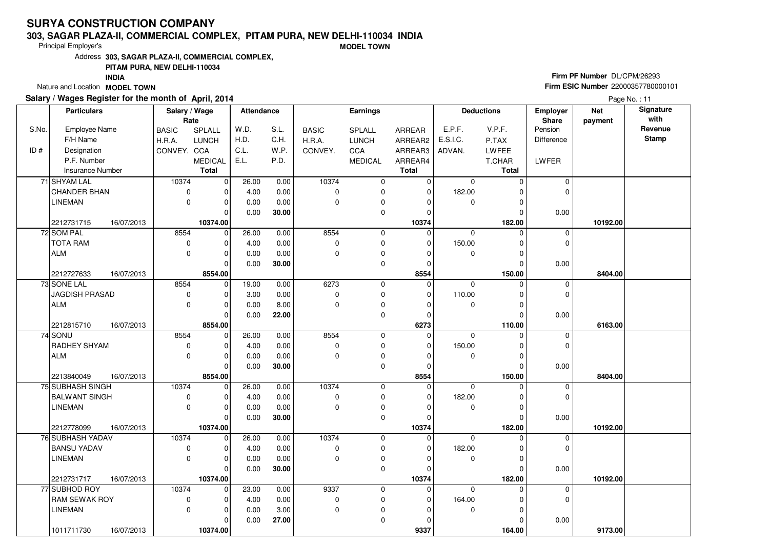# SURYA CONSTRUCTION COMPANY

**303, SAGAR PLAZA-II, COMMERCIAL COMPLEX, PITAM PURA, NEW DELHI-110034 INDIA**

Principal Employer's **MODEL TOWN**

Address **303, SAGAR PLAZA-II, COMMERCIAL COMPLEX, PITAM PURA, NEW DELHI-110034 INDIA**

Nature and Location **MODEL TOWN**

**Firm PF Number** DL/CPM/26293

**Firm ESIC Number** 22000357780000101

**Salary / Wages Register for the month of April, 2014**

Page No. : 11

| S.No. / ID # | Employee Name / F/H Name / Designation / P.F. Number / Insurance Number | Rate: BASIC / H.R.A. / CONVEY. | Rate: SPLALL / LUNCH / CCA / MEDICAL / Total | Attendance: W.D. / H.D. / C.L. / E.L. | Attendance: S.L. / C.H. / W.P. / P.D. | Earnings: BASIC / H.R.A. / CONVEY. | Earnings: SPLALL / LUNCH / CCA / MEDICAL | Earnings: ARREAR / ARREAR2 / ARREAR3 / ARREAR4 / Total | Deductions: E.P.F. / E.S.I.C. / ADVAN. | Deductions: V.P.F. / P.TAX / LWFEE / T.CHAR / Total | Employer Share: Pension / Difference / LWFER | Net payment | Signature with Revenue Stamp |
|---|---|---|---|---|---|---|---|---|---|---|---|---|---|
| 71 | SHYAM LAL / CHANDER BHAN / LINEMAN / 2212731715 16/07/2013 | 10374 / 0 / 0 | 0 / 0 / 0 / 0 / 10374.00 | 26.00 / 4.00 / 0.00 / 0.00 | 0.00 / 0.00 / 0.00 / 30.00 | 10374 / 0 / 0 | 0 / 0 / 0 / 0 | 0 / 0 / 0 / 0 / 10374 | 0 / 182.00 / 0 | 0 / 0 / 0 / 0 / 182.00 | 0 / 0 / 0.00 | 10192.00 | |
| 72 | SOM PAL / TOTA RAM / ALM / 2212727633 16/07/2013 | 8554 / 0 / 0 | 0 / 0 / 0 / 0 / 8554.00 | 26.00 / 4.00 / 0.00 / 0.00 | 0.00 / 0.00 / 0.00 / 30.00 | 8554 / 0 / 0 | 0 / 0 / 0 / 0 | 0 / 0 / 0 / 0 / 8554 | 0 / 150.00 / 0 | 0 / 0 / 0 / 0 / 150.00 | 0 / 0 / 0.00 | 8404.00 | |
| 73 | SONE LAL / JAGDISH PRASAD / ALM / 2212815710 16/07/2013 | 8554 / 0 / 0 | 0 / 0 / 0 / 0 / 8554.00 | 19.00 / 3.00 / 0.00 / 0.00 | 0.00 / 0.00 / 8.00 / 22.00 | 6273 / 0 / 0 | 0 / 0 / 0 / 0 | 0 / 0 / 0 / 0 / 6273 | 0 / 110.00 / 0 | 0 / 0 / 0 / 0 / 110.00 | 0 / 0 / 0.00 | 6163.00 | |
| 74 | SONU / RADHEY SHYAM / ALM / 2213840049 16/07/2013 | 8554 / 0 / 0 | 0 / 0 / 0 / 0 / 8554.00 | 26.00 / 4.00 / 0.00 / 0.00 | 0.00 / 0.00 / 0.00 / 30.00 | 8554 / 0 / 0 | 0 / 0 / 0 / 0 | 0 / 0 / 0 / 0 / 8554 | 0 / 150.00 / 0 | 0 / 0 / 0 / 0 / 150.00 | 0 / 0 / 0.00 | 8404.00 | |
| 75 | SUBHASH SINGH / BALWANT SINGH / LINEMAN / 2212778099 16/07/2013 | 10374 / 0 / 0 | 0 / 0 / 0 / 0 / 10374.00 | 26.00 / 4.00 / 0.00 / 0.00 | 0.00 / 0.00 / 0.00 / 30.00 | 10374 / 0 / 0 | 0 / 0 / 0 / 0 | 0 / 0 / 0 / 0 / 10374 | 0 / 182.00 / 0 | 0 / 0 / 0 / 0 / 182.00 | 0 / 0 / 0.00 | 10192.00 | |
| 76 | SUBHASH YADAV / BANSU YADAV / LINEMAN / 2212731717 16/07/2013 | 10374 / 0 / 0 | 0 / 0 / 0 / 0 / 10374.00 | 26.00 / 4.00 / 0.00 / 0.00 | 0.00 / 0.00 / 0.00 / 30.00 | 10374 / 0 / 0 | 0 / 0 / 0 / 0 | 0 / 0 / 0 / 0 / 10374 | 0 / 182.00 / 0 | 0 / 0 / 0 / 0 / 182.00 | 0 / 0 / 0.00 | 10192.00 | |
| 77 | SUBHOD ROY / RAM SEWAK ROY / LINEMAN / 1011711730 16/07/2013 | 10374 / 0 / 0 | 0 / 0 / 0 / 0 / 10374.00 | 23.00 / 4.00 / 0.00 / 0.00 | 0.00 / 0.00 / 3.00 / 27.00 | 9337 / 0 / 0 | 0 / 0 / 0 / 0 | 0 / 0 / 0 / 0 / 9337 | 0 / 164.00 / 0 | 0 / 0 / 0 / 0 / 164.00 | 0 / 0 / 0.00 | 9173.00 | |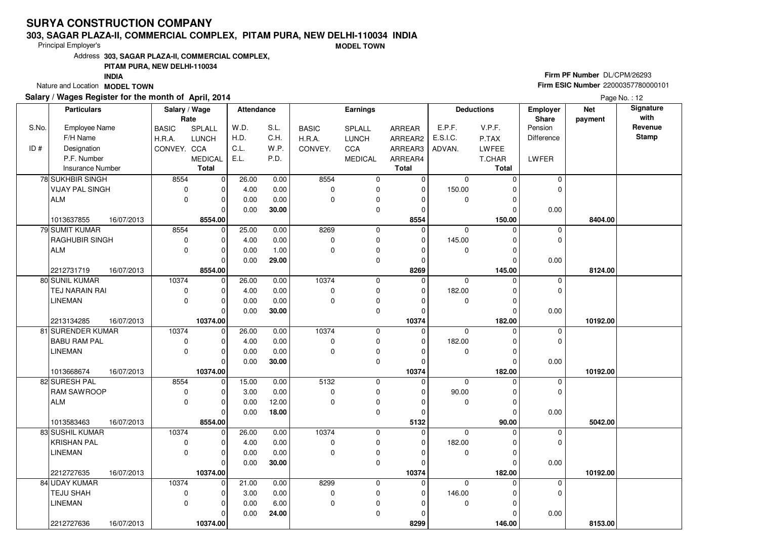# SURYA CONSTRUCTION COMPANY

**303, SAGAR PLAZA-II, COMMERCIAL COMPLEX, PITAM PURA, NEW DELHI-110034 INDIA**

Principal Employer's **MODEL TOWN**

Address **303, SAGAR PLAZA-II, COMMERCIAL COMPLEX, PITAM PURA, NEW DELHI-110034 INDIA**

Nature and Location **MODEL TOWN**

**Firm PF Number** DL/CPM/26293

**Firm ESIC Number** 22000357780000101

**Salary / Wages Register for the month of April, 2014**

Page No. : 12

| S.No. / ID # | Employee Name / F/H Name / Designation / P.F. Number / Insurance Number | Rate: BASIC / H.R.A. / CONVEY. | Rate: SPLALL / LUNCH / CCA / MEDICAL / Total | Attendance: W.D. / H.D. / C.L. / E.L. | Attendance: S.L. / C.H. / W.P. / P.D. | Earnings: BASIC / H.R.A. / CONVEY. | Earnings: SPLALL / LUNCH / CCA / MEDICAL | Earnings: ARREAR / ARREAR2 / ARREAR3 / ARREAR4 / Total | Deductions: E.P.F. / E.S.I.C. / ADVAN. | Deductions: V.P.F. / P.TAX / LWFEE / T.CHAR / Total | Employer Share: Pension / Difference / LWFER | Net payment | Signature with Revenue Stamp |
|---|---|---|---|---|---|---|---|---|---|---|---|---|---|
| 78 | SUKHBIR SINGH<br>VIJAY PAL SINGH<br>ALM<br><br>1013637855 16/07/2013 | 8554<br>0<br>0 | 0<br>0<br>0<br>0<br>**8554.00** | 26.00<br>4.00<br>0.00<br>0.00 | 0.00<br>0.00<br>0.00<br>**30.00** | 8554<br>0<br>0 | 0<br>0<br>0<br>0 | 0<br>0<br>0<br>0<br>**8554** | 0<br>150.00<br>0 | 0<br>0<br>0<br>0<br>**150.00** | 0<br>0<br>0.00 | **8404.00** | |
| 79 | SUMIT KUMAR<br>RAGHUBIR SINGH<br>ALM<br><br>2212731719 16/07/2013 | 8554<br>0<br>0 | 0<br>0<br>0<br>0<br>**8554.00** | 25.00<br>4.00<br>0.00<br>0.00 | 0.00<br>0.00<br>1.00<br>**29.00** | 8269<br>0<br>0 | 0<br>0<br>0<br>0 | 0<br>0<br>0<br>0<br>**8269** | 0<br>145.00<br>0 | 0<br>0<br>0<br>0<br>**145.00** | 0<br>0<br>0.00 | **8124.00** | |
| 80 | SUNIL KUMAR<br>TEJ NARAIN RAI<br>LINEMAN<br><br>2213134285 16/07/2013 | 10374<br>0<br>0 | 0<br>0<br>0<br>0<br>**10374.00** | 26.00<br>4.00<br>0.00<br>0.00 | 0.00<br>0.00<br>0.00<br>**30.00** | 10374<br>0<br>0 | 0<br>0<br>0<br>0 | 0<br>0<br>0<br>0<br>**10374** | 0<br>182.00<br>0 | 0<br>0<br>0<br>0<br>**182.00** | 0<br>0<br>0.00 | **10192.00** | |
| 81 | SURENDER KUMAR<br>BABU RAM PAL<br>LINEMAN<br><br>1013668674 16/07/2013 | 10374<br>0<br>0 | 0<br>0<br>0<br>0<br>**10374.00** | 26.00<br>4.00<br>0.00<br>0.00 | 0.00<br>0.00<br>0.00<br>**30.00** | 10374<br>0<br>0 | 0<br>0<br>0<br>0 | 0<br>0<br>0<br>0<br>**10374** | 0<br>182.00<br>0 | 0<br>0<br>0<br>0<br>**182.00** | 0<br>0<br>0.00 | **10192.00** | |
| 82 | SURESH PAL<br>RAM SAWROOP<br>ALM<br><br>1013583463 16/07/2013 | 8554<br>0<br>0 | 0<br>0<br>0<br>0<br>**8554.00** | 15.00<br>3.00<br>0.00<br>0.00 | 0.00<br>0.00<br>12.00<br>**18.00** | 5132<br>0<br>0 | 0<br>0<br>0<br>0 | 0<br>0<br>0<br>0<br>**5132** | 0<br>90.00<br>0 | 0<br>0<br>0<br>0<br>**90.00** | 0<br>0<br>0.00 | **5042.00** | |
| 83 | SUSHIL KUMAR<br>KRISHAN PAL<br>LINEMAN<br><br>2212727635 16/07/2013 | 10374<br>0<br>0 | 0<br>0<br>0<br>0<br>**10374.00** | 26.00<br>4.00<br>0.00<br>0.00 | 0.00<br>0.00<br>0.00<br>**30.00** | 10374<br>0<br>0 | 0<br>0<br>0<br>0 | 0<br>0<br>0<br>0<br>**10374** | 0<br>182.00<br>0 | 0<br>0<br>0<br>0<br>**182.00** | 0<br>0<br>0.00 | **10192.00** | |
| 84 | UDAY KUMAR<br>TEJU SHAH<br>LINEMAN<br><br>2212727636 16/07/2013 | 10374<br>0<br>0 | 0<br>0<br>0<br>0<br>**10374.00** | 21.00<br>3.00<br>0.00<br>0.00 | 0.00<br>0.00<br>6.00<br>**24.00** | 8299<br>0<br>0 | 0<br>0<br>0<br>0 | 0<br>0<br>0<br>0<br>**8299** | 0<br>146.00<br>0 | 0<br>0<br>0<br>0<br>**146.00** | 0<br>0<br>0.00 | **8153.00** | |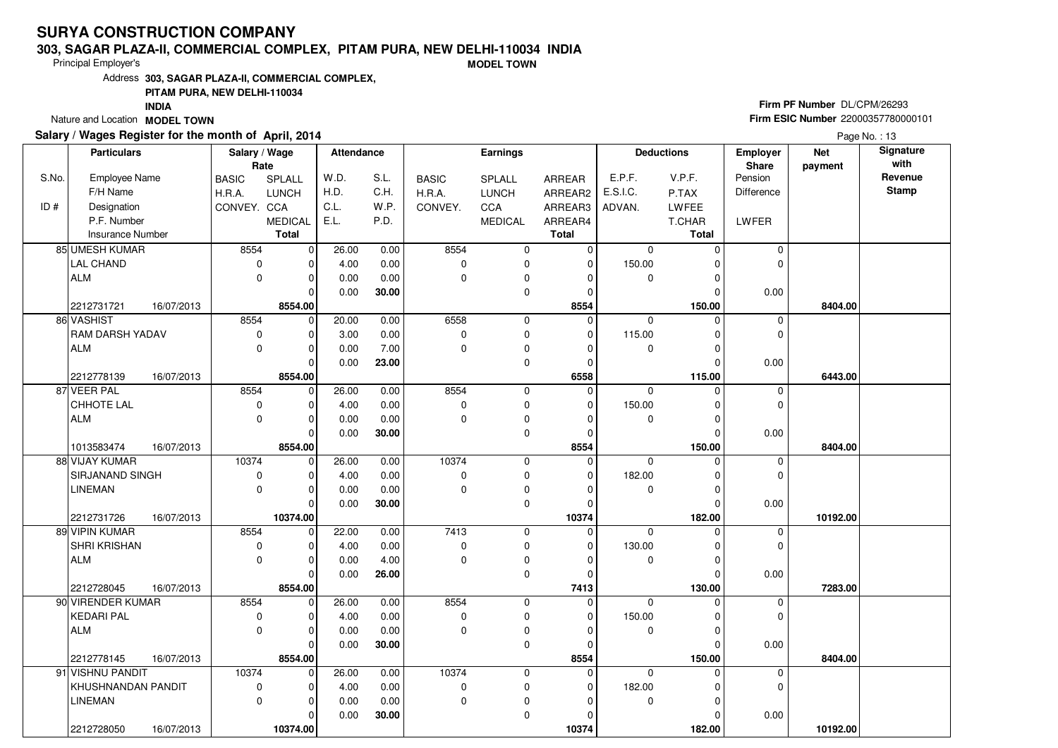# SURYA CONSTRUCTION COMPANY

**303, SAGAR PLAZA-II, COMMERCIAL COMPLEX, PITAM PURA, NEW DELHI-110034 INDIA**

Principal Employer's **MODEL TOWN**

Address **303, SAGAR PLAZA-II, COMMERCIAL COMPLEX, PITAM PURA, NEW DELHI-110034 INDIA**

Nature and Location **MODEL TOWN**

**Firm PF Number** DL/CPM/26293

**Firm ESIC Number** 22000357780000101

**Salary / Wages Register for the month of April, 2014**

Page No. : 13

| S.No. / ID # | Employee Name / F/H Name / Designation / P.F. Number / Insurance Number | Rate: BASIC / H.R.A. / CONVEY. | Rate: SPLALL / LUNCH / CCA / MEDICAL / Total | W.D. / H.D. / C.L. / E.L. | S.L. / C.H. / W.P. / P.D. | BASIC / H.R.A. / CONVEY. | SPLALL / LUNCH / CCA / MEDICAL | ARREAR / ARREAR2 / ARREAR3 / ARREAR4 / Total | E.P.F. / E.S.I.C. / ADVAN. | V.P.F. / P.TAX / LWFEE / T.CHAR / Total | Employer Share Pension / Difference / LWFER | Net payment | Signature with Revenue Stamp |
|---|---|---|---|---|---|---|---|---|---|---|---|---|---|
| 85 | UMESH KUMAR | 8554 | 0 | 26.00 | 0.00 | 8554 | 0 | 0 | 0 | 0 | 0 | | |
| | LAL CHAND | 0 | 0 | 4.00 | 0.00 | 0 | 0 | 0 | 150.00 | 0 | 0 | | |
| | ALM | 0 | 0 | 0.00 | 0.00 | 0 | 0 | 0 | 0 | 0 | | | |
| | | | 0 | 0.00 | **30.00** | | 0 | 0 | | 0 | 0.00 | | |
| | 2212731721 16/07/2013 | | **8554.00** | | | | | **8554** | | **150.00** | | **8404.00** | |
| 86 | VASHIST | 8554 | 0 | 20.00 | 0.00 | 6558 | 0 | 0 | 0 | 0 | 0 | | |
| | RAM DARSH YADAV | 0 | 0 | 3.00 | 0.00 | 0 | 0 | 0 | 115.00 | 0 | 0 | | |
| | ALM | 0 | 0 | 0.00 | 7.00 | 0 | 0 | 0 | 0 | 0 | | | |
| | | | 0 | 0.00 | **23.00** | | 0 | 0 | | 0 | 0.00 | | |
| | 2212778139 16/07/2013 | | **8554.00** | | | | | **6558** | | **115.00** | | **6443.00** | |
| 87 | VEER PAL | 8554 | 0 | 26.00 | 0.00 | 8554 | 0 | 0 | 0 | 0 | 0 | | |
| | CHHOTE LAL | 0 | 0 | 4.00 | 0.00 | 0 | 0 | 0 | 150.00 | 0 | 0 | | |
| | ALM | 0 | 0 | 0.00 | 0.00 | 0 | 0 | 0 | 0 | 0 | | | |
| | | | 0 | 0.00 | **30.00** | | 0 | 0 | | 0 | 0.00 | | |
| | 1013583474 16/07/2013 | | **8554.00** | | | | | **8554** | | **150.00** | | **8404.00** | |
| 88 | VIJAY KUMAR | 10374 | 0 | 26.00 | 0.00 | 10374 | 0 | 0 | 0 | 0 | 0 | | |
| | SIRJANAND SINGH | 0 | 0 | 4.00 | 0.00 | 0 | 0 | 0 | 182.00 | 0 | 0 | | |
| | LINEMAN | 0 | 0 | 0.00 | 0.00 | 0 | 0 | 0 | 0 | 0 | | | |
| | | | 0 | 0.00 | **30.00** | | 0 | 0 | | 0 | 0.00 | | |
| | 2212731726 16/07/2013 | | **10374.00** | | | | | **10374** | | **182.00** | | **10192.00** | |
| 89 | VIPIN KUMAR | 8554 | 0 | 22.00 | 0.00 | 7413 | 0 | 0 | 0 | 0 | 0 | | |
| | SHRI KRISHAN | 0 | 0 | 4.00 | 0.00 | 0 | 0 | 0 | 130.00 | 0 | 0 | | |
| | ALM | 0 | 0 | 0.00 | 4.00 | 0 | 0 | 0 | 0 | 0 | | | |
| | | | 0 | 0.00 | **26.00** | | 0 | 0 | | 0 | 0.00 | | |
| | 2212728045 16/07/2013 | | **8554.00** | | | | | **7413** | | **130.00** | | **7283.00** | |
| 90 | VIRENDER KUMAR | 8554 | 0 | 26.00 | 0.00 | 8554 | 0 | 0 | 0 | 0 | 0 | | |
| | KEDARI PAL | 0 | 0 | 4.00 | 0.00 | 0 | 0 | 0 | 150.00 | 0 | 0 | | |
| | ALM | 0 | 0 | 0.00 | 0.00 | 0 | 0 | 0 | 0 | 0 | | | |
| | | | 0 | 0.00 | **30.00** | | 0 | 0 | | 0 | 0.00 | | |
| | 2212778145 16/07/2013 | | **8554.00** | | | | | **8554** | | **150.00** | | **8404.00** | |
| 91 | VISHNU PANDIT | 10374 | 0 | 26.00 | 0.00 | 10374 | 0 | 0 | 0 | 0 | 0 | | |
| | KHUSHNANDAN PANDIT | 0 | 0 | 4.00 | 0.00 | 0 | 0 | 0 | 182.00 | 0 | 0 | | |
| | LINEMAN | 0 | 0 | 0.00 | 0.00 | 0 | 0 | 0 | 0 | 0 | | | |
| | | | 0 | 0.00 | **30.00** | | 0 | 0 | | 0 | 0.00 | | |
| | 2212728050 16/07/2013 | | **10374.00** | | | | | **10374** | | **182.00** | | **10192.00** | |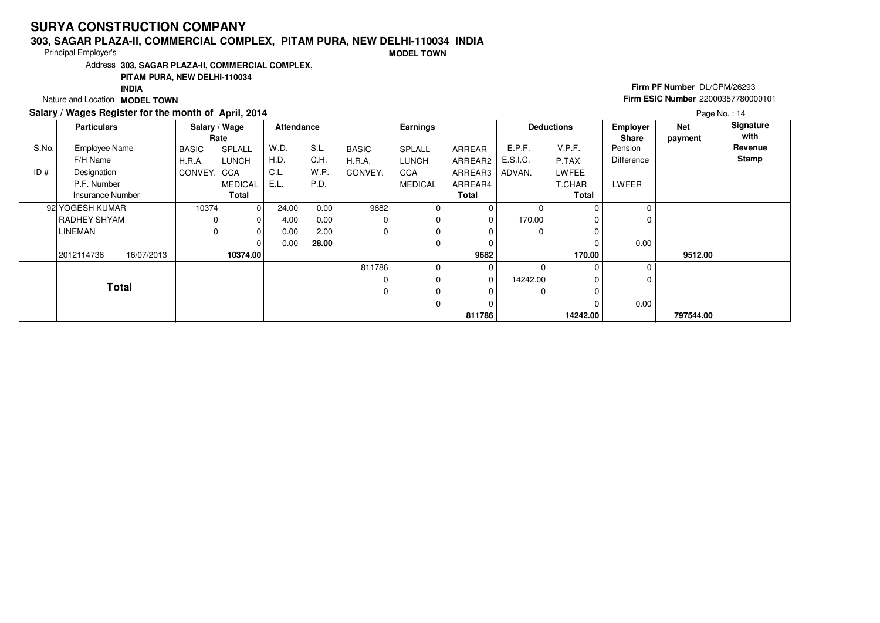# SURYA CONSTRUCTION COMPANY

**303, SAGAR PLAZA-II, COMMERCIAL COMPLEX, PITAM PURA, NEW DELHI-110034 INDIA**

Principal Employer's **MODEL TOWN**

Address **303, SAGAR PLAZA-II, COMMERCIAL COMPLEX, PITAM PURA, NEW DELHI-110034 INDIA**

Nature and Location **MODEL TOWN**

**Firm PF Number** DL/CPM/26293

**Firm ESIC Number** 22000357780000101

**Salary / Wages Register for the month of April, 2014**

Page No. : 14

| S.No. / ID # | Particulars: Employee Name / F/H Name / Designation / P.F. Number / Insurance Number | Salary / Wage Rate: BASIC / H.R.A. / CONVEY. | Salary / Wage Rate: SPLALL / LUNCH / CCA / MEDICAL / Total | Attendance: W.D. / H.D. / C.L. / E.L. | Attendance: S.L. / C.H. / W.P. / P.D. | Earnings: BASIC / H.R.A. / CONVEY. | Earnings: SPLALL / LUNCH / CCA / MEDICAL | Earnings: ARREAR / ARREAR2 / ARREAR3 / ARREAR4 / Total | Deductions: E.P.F. / E.S.I.C. / ADVAN. | Deductions: V.P.F. / P.TAX / LWFEE / T.CHAR / Total | Employer Share: Pension / Difference / LWFER | Net payment | Signature with Revenue Stamp |
|---|---|---|---|---|---|---|---|---|---|---|---|---|---|
| 92 | YOGESH KUMAR | 10374 | 0 | 24.00 | 0.00 | 9682 | 0 | 0 | 0 | 0 | 0 | | |
| | RADHEY SHYAM | 0 | 0 | 4.00 | 0.00 | 0 | 0 | 0 | 170.00 | 0 | 0 | | |
| | LINEMAN | 0 | 0 | 0.00 | 2.00 | 0 | 0 | 0 | 0 | 0 | | | |
| | | | 0 | 0.00 | **28.00** | | 0 | 0 | | 0 | 0.00 | | |
| | 2012114736 16/07/2013 | | **10374.00** | | | | | **9682** | | **170.00** | | **9512.00** | |
| | **Total** | | | | | 811786 | 0 | 0 | 0 | 0 | 0 | | |
| | | | | | | 0 | 0 | 0 | 14242.00 | 0 | 0 | | |
| | | | | | | 0 | 0 | 0 | 0 | 0 | | | |
| | | | | | | | 0 | 0 | | 0 | 0.00 | | |
| | | | | | | | | **811786** | | **14242.00** | | **797544.00** | |